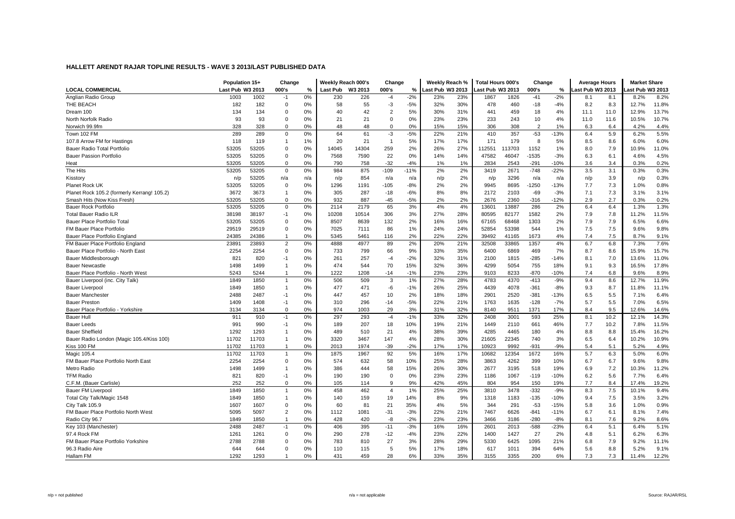## HALLETT ARENDT RAJAR TOPLINE RESULTS - WAVE 3 2013/LAST PUBLISHED DATA

| | Population 15+ | | Change | | Weekly Reach 000's | | Change | | Weekly Reach % | | Total Hours 000's | | Change | | Average Hours | | Market Share | |
|---|---|---|---|---|---|---|---|---|---|---|---|---|---|---|---|---|---|---|
| LOCAL COMMERCIAL | Last Pub | W3 2013 | 000's | % | Last Pub | W3 2013 | 000's | % | Last Pub | W3 2013 | Last Pub | W3 2013 | 000's | % | Last Pub | W3 2013 | Last Pub | W3 2013 |
| Anglian Radio Group | 1003 | 1002 | -1 | 0% | 230 | 226 | -4 | -2% | 23% | 23% | 1867 | 1826 | -41 | -2% | 8.1 | 8.1 | 8.2% | 8.2% |
| THE BEACH | 182 | 182 | 0 | 0% | 58 | 55 | -3 | -5% | 32% | 30% | 478 | 460 | -18 | -4% | 8.2 | 8.3 | 12.7% | 11.8% |
| Dream 100 | 134 | 134 | 0 | 0% | 40 | 42 | 2 | 5% | 30% | 31% | 441 | 459 | 18 | 4% | 11.1 | 11.0 | 12.9% | 13.7% |
| North Norfolk Radio | 93 | 93 | 0 | 0% | 21 | 21 | 0 | 0% | 23% | 23% | 233 | 243 | 10 | 4% | 11.0 | 11.6 | 10.5% | 10.7% |
| Norwich 99.9fm | 328 | 328 | 0 | 0% | 48 | 48 | 0 | 0% | 15% | 15% | 306 | 308 | 2 | 1% | 6.3 | 6.4 | 4.2% | 4.4% |
| Town 102 FM | 289 | 289 | 0 | 0% | 64 | 61 | -3 | -5% | 22% | 21% | 410 | 357 | -53 | -13% | 6.4 | 5.9 | 6.2% | 5.5% |
| 107.8 Arrow FM for Hastings | 118 | 119 | 1 | 1% | 20 | 21 | 1 | 5% | 17% | 17% | 171 | 179 | 8 | 5% | 8.5 | 8.6 | 6.0% | 6.0% |
| Bauer Radio Total Portfolio | 53205 | 53205 | 0 | 0% | 14045 | 14304 | 259 | 2% | 26% | 27% | 112551 | 113703 | 1152 | 1% | 8.0 | 7.9 | 10.9% | 11.0% |
| Bauer Passion Portfolio | 53205 | 53205 | 0 | 0% | 7568 | 7590 | 22 | 0% | 14% | 14% | 47582 | 46047 | -1535 | -3% | 6.3 | 6.1 | 4.6% | 4.5% |
| Heat | 53205 | 53205 | 0 | 0% | 790 | 758 | -32 | -4% | 1% | 1% | 2834 | 2543 | -291 | -10% | 3.6 | 3.4 | 0.3% | 0.2% |
| The Hits | 53205 | 53205 | 0 | 0% | 984 | 875 | -109 | -11% | 2% | 2% | 3419 | 2671 | -748 | -22% | 3.5 | 3.1 | 0.3% | 0.3% |
| Kisstory | n/p | 53205 | n/a | n/a | n/p | 854 | n/a | n/a | n/p | 2% | n/p | 3296 | n/a | n/a | n/p | 3.9 | n/p | 0.3% |
| Planet Rock UK | 53205 | 53205 | 0 | 0% | 1296 | 1191 | -105 | -8% | 2% | 2% | 9945 | 8695 | -1250 | -13% | 7.7 | 7.3 | 1.0% | 0.8% |
| Planet Rock 105.2 (formerly Kerrang! 105.2) | 3672 | 3673 | 1 | 0% | 305 | 287 | -18 | -6% | 8% | 8% | 2172 | 2103 | -69 | -3% | 7.1 | 7.3 | 3.1% | 3.1% |
| Smash Hits (Now Kiss Fresh) | 53205 | 53205 | 0 | 0% | 932 | 887 | -45 | -5% | 2% | 2% | 2676 | 2360 | -316 | -12% | 2.9 | 2.7 | 0.3% | 0.2% |
| Bauer Rock Portfolio | 53205 | 53205 | 0 | 0% | 2114 | 2179 | 65 | 3% | 4% | 4% | 13601 | 13887 | 286 | 2% | 6.4 | 6.4 | 1.3% | 1.3% |
| Total Bauer Radio ILR | 38198 | 38197 | -1 | 0% | 10208 | 10514 | 306 | 3% | 27% | 28% | 80595 | 82177 | 1582 | 2% | 7.9 | 7.8 | 11.2% | 11.5% |
| Bauer Place Portfolio Total | 53205 | 53205 | 0 | 0% | 8507 | 8639 | 132 | 2% | 16% | 16% | 67165 | 68468 | 1303 | 2% | 7.9 | 7.9 | 6.5% | 6.6% |
| FM Bauer Place Portfolio | 29519 | 29519 | 0 | 0% | 7025 | 7111 | 86 | 1% | 24% | 24% | 52854 | 53398 | 544 | 1% | 7.5 | 7.5 | 9.6% | 9.8% |
| Bauer Place Portfolio England | 24385 | 24386 | 1 | 0% | 5345 | 5461 | 116 | 2% | 22% | 22% | 39492 | 41165 | 1673 | 4% | 7.4 | 7.5 | 8.7% | 9.1% |
| FM Bauer Place Portfolio England | 23891 | 23893 | 2 | 0% | 4888 | 4977 | 89 | 2% | 20% | 21% | 32508 | 33865 | 1357 | 4% | 6.7 | 6.8 | 7.3% | 7.6% |
| Bauer Place Portfolio - North East | 2254 | 2254 | 0 | 0% | 733 | 799 | 66 | 9% | 33% | 35% | 6400 | 6869 | 469 | 7% | 8.7 | 8.6 | 15.9% | 15.7% |
| Bauer Middlesborough | 821 | 820 | -1 | 0% | 261 | 257 | -4 | -2% | 32% | 31% | 2100 | 1815 | -285 | -14% | 8.1 | 7.0 | 13.6% | 11.0% |
| Bauer Newcastle | 1498 | 1499 | 1 | 0% | 474 | 544 | 70 | 15% | 32% | 36% | 4299 | 5054 | 755 | 18% | 9.1 | 9.3 | 16.5% | 17.8% |
| Bauer Place Portfolio - North West | 5243 | 5244 | 1 | 0% | 1222 | 1208 | -14 | -1% | 23% | 23% | 9103 | 8233 | -870 | -10% | 7.4 | 6.8 | 9.6% | 8.9% |
| Bauer Liverpool (inc. City Talk) | 1849 | 1850 | 1 | 0% | 506 | 509 | 3 | 1% | 27% | 28% | 4783 | 4370 | -413 | -9% | 9.4 | 8.6 | 12.7% | 11.9% |
| Bauer Liverpool | 1849 | 1850 | 1 | 0% | 477 | 471 | -6 | -1% | 26% | 25% | 4439 | 4078 | -361 | -8% | 9.3 | 8.7 | 11.8% | 11.1% |
| Bauer Manchester | 2488 | 2487 | -1 | 0% | 447 | 457 | 10 | 2% | 18% | 18% | 2901 | 2520 | -381 | -13% | 6.5 | 5.5 | 7.1% | 6.4% |
| Bauer Preston | 1409 | 1408 | -1 | 0% | 310 | 296 | -14 | -5% | 22% | 21% | 1763 | 1635 | -128 | -7% | 5.7 | 5.5 | 7.0% | 6.5% |
| Bauer Place Portfolio - Yorkshire | 3134 | 3134 | 0 | 0% | 974 | 1003 | 29 | 3% | 31% | 32% | 8140 | 9511 | 1371 | 17% | 8.4 | 9.5 | 12.6% | 14.6% |
| Bauer Hull | 911 | 910 | -1 | 0% | 297 | 293 | -4 | -1% | 33% | 32% | 2408 | 3001 | 593 | 25% | 8.1 | 10.2 | 12.1% | 14.3% |
| Bauer Leeds | 991 | 990 | -1 | 0% | 189 | 207 | 18 | 10% | 19% | 21% | 1449 | 2110 | 661 | 46% | 7.7 | 10.2 | 7.8% | 11.5% |
| Bauer Sheffield | 1292 | 1293 | 1 | 0% | 489 | 510 | 21 | 4% | 38% | 39% | 4285 | 4465 | 180 | 4% | 8.8 | 8.8 | 15.4% | 16.2% |
| Bauer Radio London (Magic 105.4/Kiss 100) | 11702 | 11703 | 1 | 0% | 3320 | 3467 | 147 | 4% | 28% | 30% | 21605 | 22345 | 740 | 3% | 6.5 | 6.4 | 10.2% | 10.9% |
| Kiss 100 FM | 11702 | 11703 | 1 | 0% | 2013 | 1974 | -39 | -2% | 17% | 17% | 10923 | 9992 | -931 | -9% | 5.4 | 5.1 | 5.2% | 4.9% |
| Magic 105.4 | 11702 | 11703 | 1 | 0% | 1875 | 1967 | 92 | 5% | 16% | 17% | 10682 | 12354 | 1672 | 16% | 5.7 | 6.3 | 5.0% | 6.0% |
| FM Bauer Place Portfolio North East | 2254 | 2254 | 0 | 0% | 574 | 632 | 58 | 10% | 25% | 28% | 3863 | 4262 | 399 | 10% | 6.7 | 6.7 | 9.6% | 9.8% |
| Metro Radio | 1498 | 1499 | 1 | 0% | 386 | 444 | 58 | 15% | 26% | 30% | 2677 | 3195 | 518 | 19% | 6.9 | 7.2 | 10.3% | 11.2% |
| TFM Radio | 821 | 820 | -1 | 0% | 190 | 190 | 0 | 0% | 23% | 23% | 1186 | 1067 | -119 | -10% | 6.2 | 5.6 | 7.7% | 6.4% |
| C.F.M. (Bauer Carlisle) | 252 | 252 | 0 | 0% | 105 | 114 | 9 | 9% | 42% | 45% | 804 | 954 | 150 | 19% | 7.7 | 8.4 | 17.4% | 19.2% |
| Bauer FM Liverpool | 1849 | 1850 | 1 | 0% | 458 | 462 | 4 | 1% | 25% | 25% | 3810 | 3478 | -332 | -9% | 8.3 | 7.5 | 10.1% | 9.4% |
| Total City Talk/Magic 1548 | 1849 | 1850 | 1 | 0% | 140 | 159 | 19 | 14% | 8% | 9% | 1318 | 1183 | -135 | -10% | 9.4 | 7.5 | 3.5% | 3.2% |
| City Talk 105.9 | 1607 | 1607 | 0 | 0% | 60 | 81 | 21 | 35% | 4% | 5% | 344 | 291 | -53 | -15% | 5.8 | 3.6 | 1.0% | 0.9% |
| FM Bauer Place Portfolio North West | 5095 | 5097 | 2 | 0% | 1112 | 1081 | -31 | -3% | 22% | 21% | 7467 | 6626 | -841 | -11% | 6.7 | 6.1 | 8.1% | 7.4% |
| Radio City 96.7 | 1849 | 1850 | 1 | 0% | 428 | 420 | -8 | -2% | 23% | 23% | 3466 | 3186 | -280 | -8% | 8.1 | 7.6 | 9.2% | 8.6% |
| Key 103 (Manchester) | 2488 | 2487 | -1 | 0% | 406 | 395 | -11 | -3% | 16% | 16% | 2601 | 2013 | -588 | -23% | 6.4 | 5.1 | 6.4% | 5.1% |
| 97.4 Rock FM | 1261 | 1261 | 0 | 0% | 290 | 278 | -12 | -4% | 23% | 22% | 1400 | 1427 | 27 | 2% | 4.8 | 5.1 | 6.2% | 6.3% |
| FM Bauer Place Portfolio Yorkshire | 2788 | 2788 | 0 | 0% | 783 | 810 | 27 | 3% | 28% | 29% | 5330 | 6425 | 1095 | 21% | 6.8 | 7.9 | 9.2% | 11.1% |
| 96.3 Radio Aire | 644 | 644 | 0 | 0% | 110 | 115 | 5 | 5% | 17% | 18% | 617 | 1011 | 394 | 64% | 5.6 | 8.8 | 5.2% | 9.1% |
| Hallam FM | 1292 | 1293 | 1 | 0% | 431 | 459 | 28 | 6% | 33% | 35% | 3155 | 3355 | 200 | 6% | 7.3 | 7.3 | 11.4% | 12.2% |

n/p = not published | n/a = not applicable | Source: RAJAR/RSL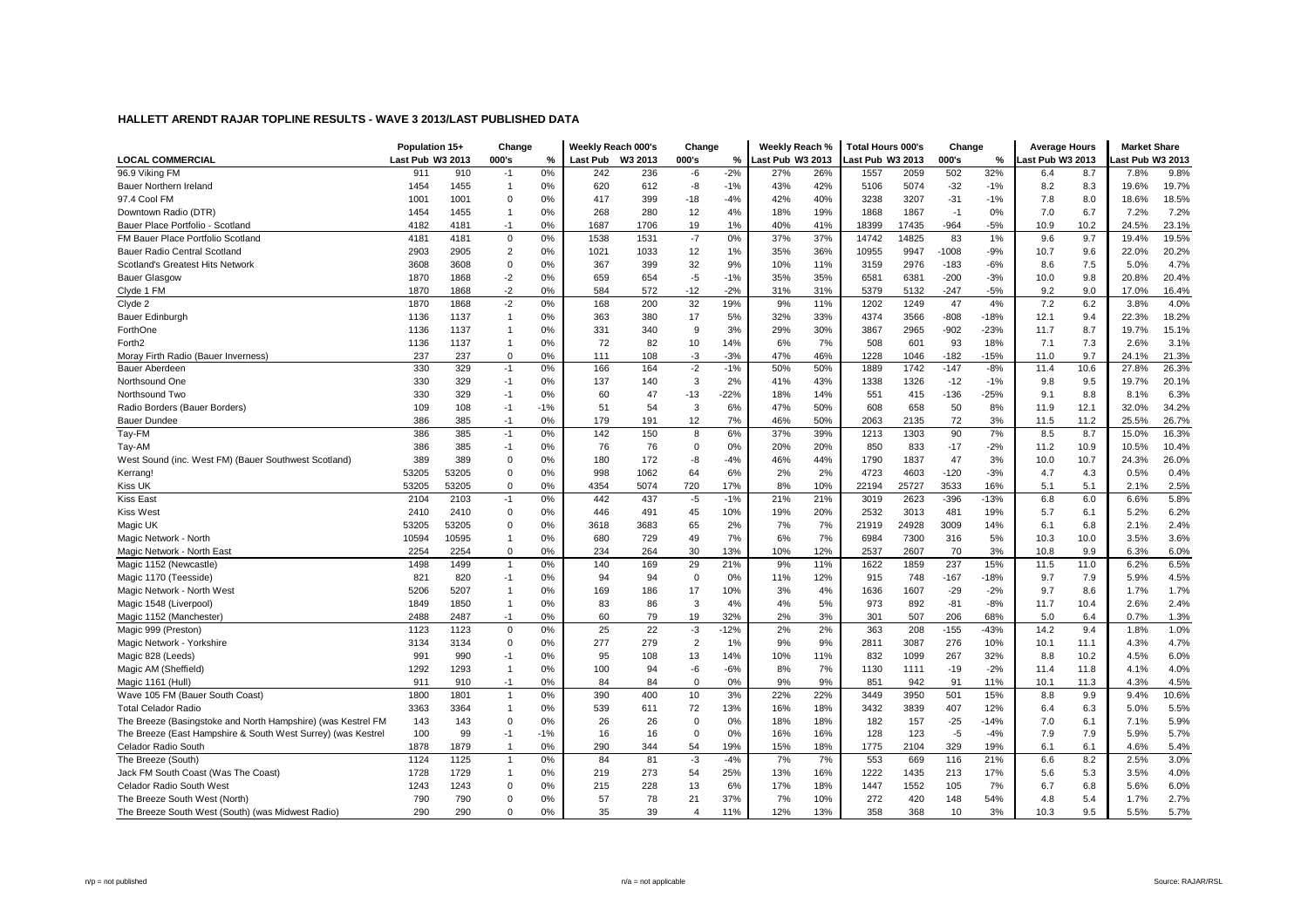## HALLETT ARENDT RAJAR TOPLINE RESULTS - WAVE 3 2013/LAST PUBLISHED DATA

| LOCAL COMMERCIAL | Population 15+ | | Change | | Weekly Reach 000's | | Change | | Weekly Reach % | | Total Hours 000's | | Change | | Average Hours | | Market Share | |
|---|---|---|---|---|---|---|---|---|---|---|---|---|---|---|---|---|---|---|
| | Last Pub | W3 2013 | 000's | % | Last Pub | W3 2013 | 000's | % | Last Pub | W3 2013 | Last Pub | W3 2013 | 000's | % | Last Pub | W3 2013 | Last Pub | W3 2013 |
| 96.9 Viking FM | 911 | 910 | -1 | 0% | 242 | 236 | -6 | -2% | 27% | 26% | 1557 | 2059 | 502 | 32% | 6.4 | 8.7 | 7.8% | 9.8% |
| Bauer Northern Ireland | 1454 | 1455 | 1 | 0% | 620 | 612 | -8 | -1% | 43% | 42% | 5106 | 5074 | -32 | -1% | 8.2 | 8.3 | 19.6% | 19.7% |
| 97.4 Cool FM | 1001 | 1001 | 0 | 0% | 417 | 399 | -18 | -4% | 42% | 40% | 3238 | 3207 | -31 | -1% | 7.8 | 8.0 | 18.6% | 18.5% |
| Downtown Radio (DTR) | 1454 | 1455 | 1 | 0% | 268 | 280 | 12 | 4% | 18% | 19% | 1868 | 1867 | -1 | 0% | 7.0 | 6.7 | 7.2% | 7.2% |
| Bauer Place Portfolio - Scotland | 4182 | 4181 | -1 | 0% | 1687 | 1706 | 19 | 1% | 40% | 41% | 18399 | 17435 | -964 | -5% | 10.9 | 10.2 | 24.5% | 23.1% |
| FM Bauer Place Portfolio Scotland | 4181 | 4181 | 0 | 0% | 1538 | 1531 | -7 | 0% | 37% | 37% | 14742 | 14825 | 83 | 1% | 9.6 | 9.7 | 19.4% | 19.5% |
| Bauer Radio Central Scotland | 2903 | 2905 | 2 | 0% | 1021 | 1033 | 12 | 1% | 35% | 36% | 10955 | 9947 | -1008 | -9% | 10.7 | 9.6 | 22.0% | 20.2% |
| Scotland's Greatest Hits Network | 3608 | 3608 | 0 | 0% | 367 | 399 | 32 | 9% | 10% | 11% | 3159 | 2976 | -183 | -6% | 8.6 | 7.5 | 5.0% | 4.7% |
| Bauer Glasgow | 1870 | 1868 | -2 | 0% | 659 | 654 | -5 | -1% | 35% | 35% | 6581 | 6381 | -200 | -3% | 10.0 | 9.8 | 20.8% | 20.4% |
| Clyde 1 FM | 1870 | 1868 | -2 | 0% | 584 | 572 | -12 | -2% | 31% | 31% | 5379 | 5132 | -247 | -5% | 9.2 | 9.0 | 17.0% | 16.4% |
| Clyde 2 | 1870 | 1868 | -2 | 0% | 168 | 200 | 32 | 19% | 9% | 11% | 1202 | 1249 | 47 | 4% | 7.2 | 6.2 | 3.8% | 4.0% |
| Bauer Edinburgh | 1136 | 1137 | 1 | 0% | 363 | 380 | 17 | 5% | 32% | 33% | 4374 | 3566 | -808 | -18% | 12.1 | 9.4 | 22.3% | 18.2% |
| ForthOne | 1136 | 1137 | 1 | 0% | 331 | 340 | 9 | 3% | 29% | 30% | 3867 | 2965 | -902 | -23% | 11.7 | 8.7 | 19.7% | 15.1% |
| Forth2 | 1136 | 1137 | 1 | 0% | 72 | 82 | 10 | 14% | 6% | 7% | 508 | 601 | 93 | 18% | 7.1 | 7.3 | 2.6% | 3.1% |
| Moray Firth Radio (Bauer Inverness) | 237 | 237 | 0 | 0% | 111 | 108 | -3 | -3% | 47% | 46% | 1228 | 1046 | -182 | -15% | 11.0 | 9.7 | 24.1% | 21.3% |
| Bauer Aberdeen | 330 | 329 | -1 | 0% | 166 | 164 | -2 | -1% | 50% | 50% | 1889 | 1742 | -147 | -8% | 11.4 | 10.6 | 27.8% | 26.3% |
| Northsound One | 330 | 329 | -1 | 0% | 137 | 140 | 3 | 2% | 41% | 43% | 1338 | 1326 | -12 | -1% | 9.8 | 9.5 | 19.7% | 20.1% |
| Northsound Two | 330 | 329 | -1 | 0% | 60 | 47 | -13 | -22% | 18% | 14% | 551 | 415 | -136 | -25% | 9.1 | 8.8 | 8.1% | 6.3% |
| Radio Borders (Bauer Borders) | 109 | 108 | -1 | -1% | 51 | 54 | 3 | 6% | 47% | 50% | 608 | 658 | 50 | 8% | 11.9 | 12.1 | 32.0% | 34.2% |
| Bauer Dundee | 386 | 385 | -1 | 0% | 179 | 191 | 12 | 7% | 46% | 50% | 2063 | 2135 | 72 | 3% | 11.5 | 11.2 | 25.5% | 26.7% |
| Tay-FM | 386 | 385 | -1 | 0% | 142 | 150 | 8 | 6% | 37% | 39% | 1213 | 1303 | 90 | 7% | 8.5 | 8.7 | 15.0% | 16.3% |
| Tay-AM | 386 | 385 | -1 | 0% | 76 | 76 | 0 | 0% | 20% | 20% | 850 | 833 | -17 | -2% | 11.2 | 10.9 | 10.5% | 10.4% |
| West Sound (inc. West FM) (Bauer Southwest Scotland) | 389 | 389 | 0 | 0% | 180 | 172 | -8 | -4% | 46% | 44% | 1790 | 1837 | 47 | 3% | 10.0 | 10.7 | 24.3% | 26.0% |
| Kerrang! | 53205 | 53205 | 0 | 0% | 998 | 1062 | 64 | 6% | 2% | 2% | 4723 | 4603 | -120 | -3% | 4.7 | 4.3 | 0.5% | 0.4% |
| Kiss UK | 53205 | 53205 | 0 | 0% | 4354 | 5074 | 720 | 17% | 8% | 10% | 22194 | 25727 | 3533 | 16% | 5.1 | 5.1 | 2.1% | 2.5% |
| Kiss East | 2104 | 2103 | -1 | 0% | 442 | 437 | -5 | -1% | 21% | 21% | 3019 | 2623 | -396 | -13% | 6.8 | 6.0 | 6.6% | 5.8% |
| Kiss West | 2410 | 2410 | 0 | 0% | 446 | 491 | 45 | 10% | 19% | 20% | 2532 | 3013 | 481 | 19% | 5.7 | 6.1 | 5.2% | 6.2% |
| Magic UK | 53205 | 53205 | 0 | 0% | 3618 | 3683 | 65 | 2% | 7% | 7% | 21919 | 24928 | 3009 | 14% | 6.1 | 6.8 | 2.1% | 2.4% |
| Magic Network - North | 10594 | 10595 | 1 | 0% | 680 | 729 | 49 | 7% | 6% | 7% | 6984 | 7300 | 316 | 5% | 10.3 | 10.0 | 3.5% | 3.6% |
| Magic Network - North East | 2254 | 2254 | 0 | 0% | 234 | 264 | 30 | 13% | 10% | 12% | 2537 | 2607 | 70 | 3% | 10.8 | 9.9 | 6.3% | 6.0% |
| Magic 1152 (Newcastle) | 1498 | 1499 | 1 | 0% | 140 | 169 | 29 | 21% | 9% | 11% | 1622 | 1859 | 237 | 15% | 11.5 | 11.0 | 6.2% | 6.5% |
| Magic 1170 (Teesside) | 821 | 820 | -1 | 0% | 94 | 94 | 0 | 0% | 11% | 12% | 915 | 748 | -167 | -18% | 9.7 | 7.9 | 5.9% | 4.5% |
| Magic Network - North West | 5206 | 5207 | 1 | 0% | 169 | 186 | 17 | 10% | 3% | 4% | 1636 | 1607 | -29 | -2% | 9.7 | 8.6 | 1.7% | 1.7% |
| Magic 1548 (Liverpool) | 1849 | 1850 | 1 | 0% | 83 | 86 | 3 | 4% | 4% | 5% | 973 | 892 | -81 | -8% | 11.7 | 10.4 | 2.6% | 2.4% |
| Magic 1152 (Manchester) | 2488 | 2487 | -1 | 0% | 60 | 79 | 19 | 32% | 2% | 3% | 301 | 507 | 206 | 68% | 5.0 | 6.4 | 0.7% | 1.3% |
| Magic 999 (Preston) | 1123 | 1123 | 0 | 0% | 25 | 22 | -3 | -12% | 2% | 2% | 363 | 208 | -155 | -43% | 14.2 | 9.4 | 1.8% | 1.0% |
| Magic Network - Yorkshire | 3134 | 3134 | 0 | 0% | 277 | 279 | 2 | 1% | 9% | 9% | 2811 | 3087 | 276 | 10% | 10.1 | 11.1 | 4.3% | 4.7% |
| Magic 828 (Leeds) | 991 | 990 | -1 | 0% | 95 | 108 | 13 | 14% | 10% | 11% | 832 | 1099 | 267 | 32% | 8.8 | 10.2 | 4.5% | 6.0% |
| Magic AM (Sheffield) | 1292 | 1293 | 1 | 0% | 100 | 94 | -6 | -6% | 8% | 7% | 1130 | 1111 | -19 | -2% | 11.4 | 11.8 | 4.1% | 4.0% |
| Magic 1161 (Hull) | 911 | 910 | -1 | 0% | 84 | 84 | 0 | 0% | 9% | 9% | 851 | 942 | 91 | 11% | 10.1 | 11.3 | 4.3% | 4.5% |
| Wave 105 FM (Bauer South Coast) | 1800 | 1801 | 1 | 0% | 390 | 400 | 10 | 3% | 22% | 22% | 3449 | 3950 | 501 | 15% | 8.8 | 9.9 | 9.4% | 10.6% |
| Total Celador Radio | 3363 | 3364 | 1 | 0% | 539 | 611 | 72 | 13% | 16% | 18% | 3432 | 3839 | 407 | 12% | 6.4 | 6.3 | 5.0% | 5.5% |
| The Breeze (Basingstoke and North Hampshire) (was Kestrel FM | 143 | 143 | 0 | 0% | 26 | 26 | 0 | 0% | 18% | 18% | 182 | 157 | -25 | -14% | 7.0 | 6.1 | 7.1% | 5.9% |
| The Breeze (East Hampshire & South West Surrey) (was Kestrel | 100 | 99 | -1 | -1% | 16 | 16 | 0 | 0% | 16% | 16% | 128 | 123 | -5 | -4% | 7.9 | 7.9 | 5.9% | 5.7% |
| Celador Radio South | 1878 | 1879 | 1 | 0% | 290 | 344 | 54 | 19% | 15% | 18% | 1775 | 2104 | 329 | 19% | 6.1 | 6.1 | 4.6% | 5.4% |
| The Breeze (South) | 1124 | 1125 | 1 | 0% | 84 | 81 | -3 | -4% | 7% | 7% | 553 | 669 | 116 | 21% | 6.6 | 8.2 | 2.5% | 3.0% |
| Jack FM South Coast (Was The Coast) | 1728 | 1729 | 1 | 0% | 219 | 273 | 54 | 25% | 13% | 16% | 1222 | 1435 | 213 | 17% | 5.6 | 5.3 | 3.5% | 4.0% |
| Celador Radio South West | 1243 | 1243 | 0 | 0% | 215 | 228 | 13 | 6% | 17% | 18% | 1447 | 1552 | 105 | 7% | 6.7 | 6.8 | 5.6% | 6.0% |
| The Breeze South West (North) | 790 | 790 | 0 | 0% | 57 | 78 | 21 | 37% | 7% | 10% | 272 | 420 | 148 | 54% | 4.8 | 5.4 | 1.7% | 2.7% |
| The Breeze South West (South) (was Midwest Radio) | 290 | 290 | 0 | 0% | 35 | 39 | 4 | 11% | 12% | 13% | 358 | 368 | 10 | 3% | 10.3 | 9.5 | 5.5% | 5.7% |

n/p = not published          n/a = not applicable          Source: RAJAR/RSL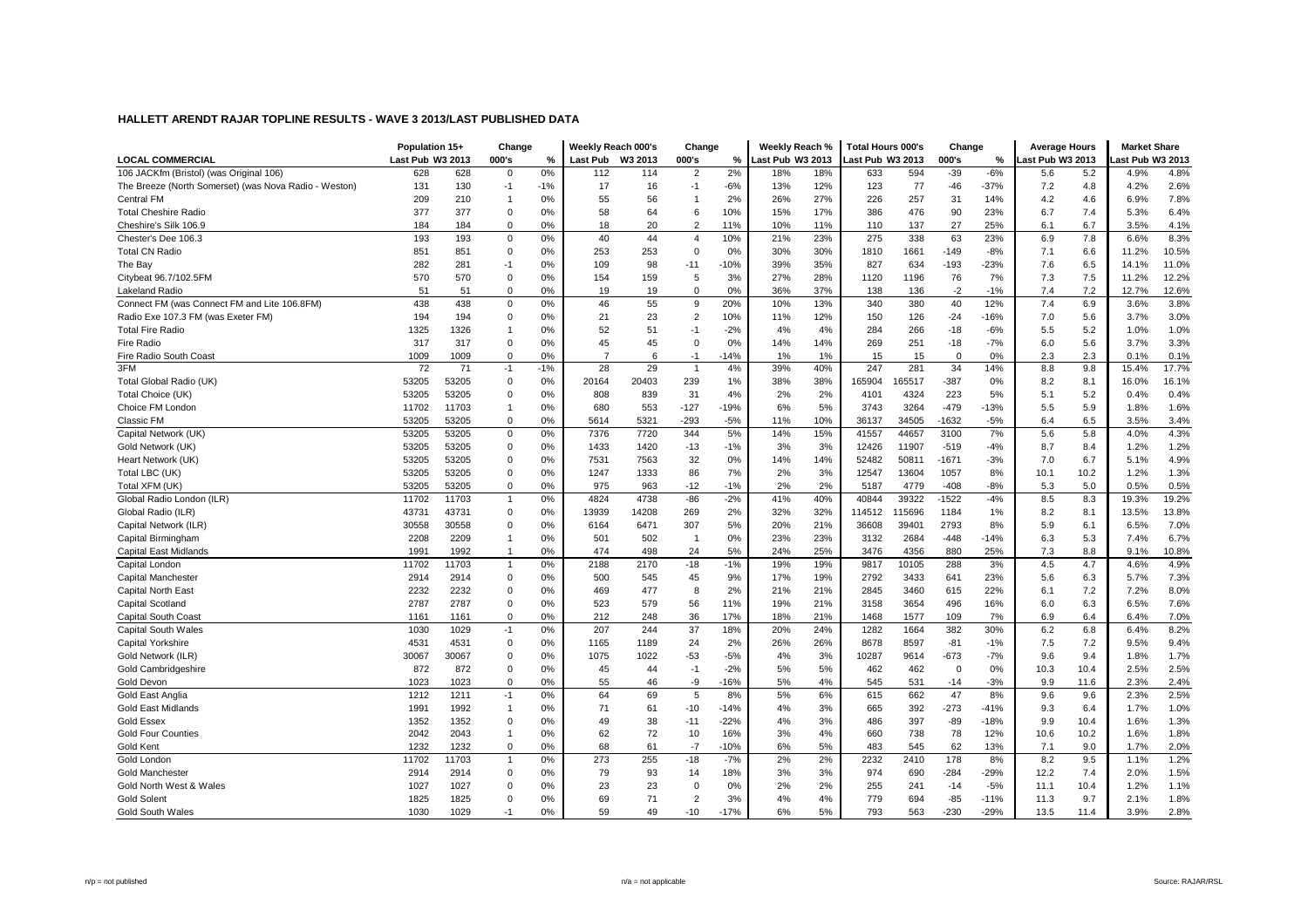# HALLETT ARENDT RAJAR TOPLINE RESULTS - WAVE 3 2013/LAST PUBLISHED DATA

| LOCAL COMMERCIAL | Population 15+ Last Pub | Population 15+ W3 2013 | Change 000's | Change % | Weekly Reach 000's Last Pub | Weekly Reach 000's W3 2013 | Change 000's | Change % | Weekly Reach % Last Pub | Weekly Reach % W3 2013 | Total Hours 000's Last Pub | Total Hours 000's W3 2013 | Change 000's | Change % | Average Hours Last Pub | Average Hours W3 2013 | Market Share Last Pub | Market Share W3 2013 |
|---|---|---|---|---|---|---|---|---|---|---|---|---|---|---|---|---|---|---|
| 106 JACKfm (Bristol) (was Original 106) | 628 | 628 | 0 | 0% | 112 | 114 | 2 | 2% | 18% | 18% | 633 | 594 | -39 | -6% | 5.6 | 5.2 | 4.9% | 4.8% |
| The Breeze (North Somerset) (was Nova Radio - Weston) | 131 | 130 | -1 | -1% | 17 | 16 | -1 | -6% | 13% | 12% | 123 | 77 | -46 | -37% | 7.2 | 4.8 | 4.2% | 2.6% |
| Central FM | 209 | 210 | 1 | 0% | 55 | 56 | 1 | 2% | 26% | 27% | 226 | 257 | 31 | 14% | 4.2 | 4.6 | 6.9% | 7.8% |
| Total Cheshire Radio | 377 | 377 | 0 | 0% | 58 | 64 | 6 | 10% | 15% | 17% | 386 | 476 | 90 | 23% | 6.7 | 7.4 | 5.3% | 6.4% |
| Cheshire's Silk 106.9 | 184 | 184 | 0 | 0% | 18 | 20 | 2 | 11% | 10% | 11% | 110 | 137 | 27 | 25% | 6.1 | 6.7 | 3.5% | 4.1% |
| Chester's Dee 106.3 | 193 | 193 | 0 | 0% | 40 | 44 | 4 | 10% | 21% | 23% | 275 | 338 | 63 | 23% | 6.9 | 7.8 | 6.6% | 8.3% |
| Total CN Radio | 851 | 851 | 0 | 0% | 253 | 253 | 0 | 0% | 30% | 30% | 1810 | 1661 | -149 | -8% | 7.1 | 6.6 | 11.2% | 10.5% |
| The Bay | 282 | 281 | -1 | 0% | 109 | 98 | -11 | -10% | 39% | 35% | 827 | 634 | -193 | -23% | 7.6 | 6.5 | 14.1% | 11.0% |
| Citybeat 96.7/102.5FM | 570 | 570 | 0 | 0% | 154 | 159 | 5 | 3% | 27% | 28% | 1120 | 1196 | 76 | 7% | 7.3 | 7.5 | 11.2% | 12.2% |
| Lakeland Radio | 51 | 51 | 0 | 0% | 19 | 19 | 0 | 0% | 36% | 37% | 138 | 136 | -2 | -1% | 7.4 | 7.2 | 12.7% | 12.6% |
| Connect FM (was Connect FM and Lite 106.8FM) | 438 | 438 | 0 | 0% | 46 | 55 | 9 | 20% | 10% | 13% | 340 | 380 | 40 | 12% | 7.4 | 6.9 | 3.6% | 3.8% |
| Radio Exe 107.3 FM (was Exeter FM) | 194 | 194 | 0 | 0% | 21 | 23 | 2 | 10% | 11% | 12% | 150 | 126 | -24 | -16% | 7.0 | 5.6 | 3.7% | 3.0% |
| Total Fire Radio | 1325 | 1326 | 1 | 0% | 52 | 51 | -1 | -2% | 4% | 4% | 284 | 266 | -18 | -6% | 5.5 | 5.2 | 1.0% | 1.0% |
| Fire Radio | 317 | 317 | 0 | 0% | 45 | 45 | 0 | 0% | 14% | 14% | 269 | 251 | -18 | -7% | 6.0 | 5.6 | 3.7% | 3.3% |
| Fire Radio South Coast | 1009 | 1009 | 0 | 0% | 7 | 6 | -1 | -14% | 1% | 1% | 15 | 15 | 0 | 0% | 2.3 | 2.3 | 0.1% | 0.1% |
| 3FM | 72 | 71 | -1 | -1% | 28 | 29 | 1 | 4% | 39% | 40% | 247 | 281 | 34 | 14% | 8.8 | 9.8 | 15.4% | 17.7% |
| Total Global Radio (UK) | 53205 | 53205 | 0 | 0% | 20164 | 20403 | 239 | 1% | 38% | 38% | 165904 | 165517 | -387 | 0% | 8.2 | 8.1 | 16.0% | 16.1% |
| Total Choice (UK) | 53205 | 53205 | 0 | 0% | 808 | 839 | 31 | 4% | 2% | 2% | 4101 | 4324 | 223 | 5% | 5.1 | 5.2 | 0.4% | 0.4% |
| Choice FM London | 11702 | 11703 | 1 | 0% | 680 | 553 | -127 | -19% | 6% | 5% | 3743 | 3264 | -479 | -13% | 5.5 | 5.9 | 1.8% | 1.6% |
| Classic FM | 53205 | 53205 | 0 | 0% | 5614 | 5321 | -293 | -5% | 11% | 10% | 36137 | 34505 | -1632 | -5% | 6.4 | 6.5 | 3.5% | 3.4% |
| Capital Network (UK) | 53205 | 53205 | 0 | 0% | 7376 | 7720 | 344 | 5% | 14% | 15% | 41557 | 44657 | 3100 | 7% | 5.6 | 5.8 | 4.0% | 4.3% |
| Gold Network (UK) | 53205 | 53205 | 0 | 0% | 1433 | 1420 | -13 | -1% | 3% | 3% | 12426 | 11907 | -519 | -4% | 8.7 | 8.4 | 1.2% | 1.2% |
| Heart Network (UK) | 53205 | 53205 | 0 | 0% | 7531 | 7563 | 32 | 0% | 14% | 14% | 52482 | 50811 | -1671 | -3% | 7.0 | 6.7 | 5.1% | 4.9% |
| Total LBC (UK) | 53205 | 53205 | 0 | 0% | 1247 | 1333 | 86 | 7% | 2% | 3% | 12547 | 13604 | 1057 | 8% | 10.1 | 10.2 | 1.2% | 1.3% |
| Total XFM (UK) | 53205 | 53205 | 0 | 0% | 975 | 963 | -12 | -1% | 2% | 2% | 5187 | 4779 | -408 | -8% | 5.3 | 5.0 | 0.5% | 0.5% |
| Global Radio London (ILR) | 11702 | 11703 | 1 | 0% | 4824 | 4738 | -86 | -2% | 41% | 40% | 40844 | 39322 | -1522 | -4% | 8.5 | 8.3 | 19.3% | 19.2% |
| Global Radio (ILR) | 43731 | 43731 | 0 | 0% | 13939 | 14208 | 269 | 2% | 32% | 32% | 114512 | 115696 | 1184 | 1% | 8.2 | 8.1 | 13.5% | 13.8% |
| Capital Network (ILR) | 30558 | 30558 | 0 | 0% | 6164 | 6471 | 307 | 5% | 20% | 21% | 36608 | 39401 | 2793 | 8% | 5.9 | 6.1 | 6.5% | 7.0% |
| Capital Birmingham | 2208 | 2209 | 1 | 0% | 501 | 502 | 1 | 0% | 23% | 23% | 3132 | 2684 | -448 | -14% | 6.3 | 5.3 | 7.4% | 6.7% |
| Capital East Midlands | 1991 | 1992 | 1 | 0% | 474 | 498 | 24 | 5% | 24% | 25% | 3476 | 4356 | 880 | 25% | 7.3 | 8.8 | 9.1% | 10.8% |
| Capital London | 11702 | 11703 | 1 | 0% | 2188 | 2170 | -18 | -1% | 19% | 19% | 9817 | 10105 | 288 | 3% | 4.5 | 4.7 | 4.6% | 4.9% |
| Capital Manchester | 2914 | 2914 | 0 | 0% | 500 | 545 | 45 | 9% | 17% | 19% | 2792 | 3433 | 641 | 23% | 5.6 | 6.3 | 5.7% | 7.3% |
| Capital North East | 2232 | 2232 | 0 | 0% | 469 | 477 | 8 | 2% | 21% | 21% | 2845 | 3460 | 615 | 22% | 6.1 | 7.2 | 7.2% | 8.0% |
| Capital Scotland | 2787 | 2787 | 0 | 0% | 523 | 579 | 56 | 11% | 19% | 21% | 3158 | 3654 | 496 | 16% | 6.0 | 6.3 | 6.5% | 7.6% |
| Capital South Coast | 1161 | 1161 | 0 | 0% | 212 | 248 | 36 | 17% | 18% | 21% | 1468 | 1577 | 109 | 7% | 6.9 | 6.4 | 6.4% | 7.0% |
| Capital South Wales | 1030 | 1029 | -1 | 0% | 207 | 244 | 37 | 18% | 20% | 24% | 1282 | 1664 | 382 | 30% | 6.2 | 6.8 | 6.4% | 8.2% |
| Capital Yorkshire | 4531 | 4531 | 0 | 0% | 1165 | 1189 | 24 | 2% | 26% | 26% | 8678 | 8597 | -81 | -1% | 7.5 | 7.2 | 9.5% | 9.4% |
| Gold Network (ILR) | 30067 | 30067 | 0 | 0% | 1075 | 1022 | -53 | -5% | 4% | 3% | 10287 | 9614 | -673 | -7% | 9.6 | 9.4 | 1.8% | 1.7% |
| Gold Cambridgeshire | 872 | 872 | 0 | 0% | 45 | 44 | -1 | -2% | 5% | 5% | 462 | 462 | 0 | 0% | 10.3 | 10.4 | 2.5% | 2.5% |
| Gold Devon | 1023 | 1023 | 0 | 0% | 55 | 46 | -9 | -16% | 5% | 4% | 545 | 531 | -14 | -3% | 9.9 | 11.6 | 2.3% | 2.4% |
| Gold East Anglia | 1212 | 1211 | -1 | 0% | 64 | 69 | 5 | 8% | 5% | 6% | 615 | 662 | 47 | 8% | 9.6 | 9.6 | 2.3% | 2.5% |
| Gold East Midlands | 1991 | 1992 | 1 | 0% | 71 | 61 | -10 | -14% | 4% | 3% | 665 | 392 | -273 | -41% | 9.3 | 6.4 | 1.7% | 1.0% |
| Gold Essex | 1352 | 1352 | 0 | 0% | 49 | 38 | -11 | -22% | 4% | 3% | 486 | 397 | -89 | -18% | 9.9 | 10.4 | 1.6% | 1.3% |
| Gold Four Counties | 2042 | 2043 | 1 | 0% | 62 | 72 | 10 | 16% | 3% | 4% | 660 | 738 | 78 | 12% | 10.6 | 10.2 | 1.6% | 1.8% |
| Gold Kent | 1232 | 1232 | 0 | 0% | 68 | 61 | -7 | -10% | 6% | 5% | 483 | 545 | 62 | 13% | 7.1 | 9.0 | 1.7% | 2.0% |
| Gold London | 11702 | 11703 | 1 | 0% | 273 | 255 | -18 | -7% | 2% | 2% | 2232 | 2410 | 178 | 8% | 8.2 | 9.5 | 1.1% | 1.2% |
| Gold Manchester | 2914 | 2914 | 0 | 0% | 79 | 93 | 14 | 18% | 3% | 3% | 974 | 690 | -284 | -29% | 12.2 | 7.4 | 2.0% | 1.5% |
| Gold North West & Wales | 1027 | 1027 | 0 | 0% | 23 | 23 | 0 | 0% | 2% | 2% | 255 | 241 | -14 | -5% | 11.1 | 10.4 | 1.2% | 1.1% |
| Gold Solent | 1825 | 1825 | 0 | 0% | 69 | 71 | 2 | 3% | 4% | 4% | 779 | 694 | -85 | -11% | 11.3 | 9.7 | 2.1% | 1.8% |
| Gold South Wales | 1030 | 1029 | -1 | 0% | 59 | 49 | -10 | -17% | 6% | 5% | 793 | 563 | -230 | -29% | 13.5 | 11.4 | 3.9% | 2.8% |

n/p = not published

n/a = not applicable

Source: RAJAR/RSL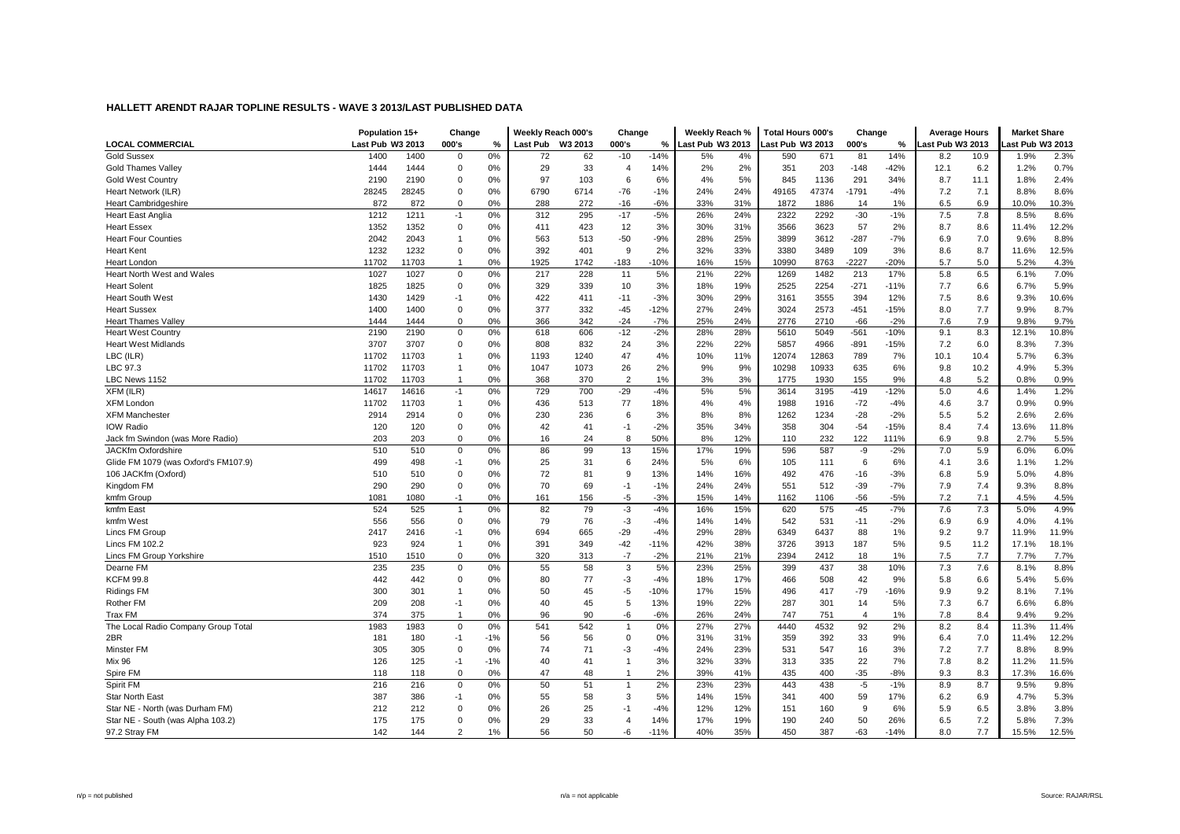## HALLETT ARENDT RAJAR TOPLINE RESULTS - WAVE 3 2013/LAST PUBLISHED DATA

| LOCAL COMMERCIAL | Population 15+ | | Change | | Weekly Reach 000's | | Change | | Weekly Reach % | | Total Hours 000's | | Change | | Average Hours | | Market Share | |
|---|---|---|---|---|---|---|---|---|---|---|---|---|---|---|---|---|---|---|
| | Last Pub | W3 2013 | 000's | % | Last Pub | W3 2013 | 000's | % | Last Pub | W3 2013 | Last Pub | W3 2013 | 000's | % | Last Pub | W3 2013 | Last Pub | W3 2013 |
| Gold Sussex | 1400 | 1400 | 0 | 0% | 72 | 62 | -10 | -14% | 5% | 4% | 590 | 671 | 81 | 14% | 8.2 | 10.9 | 1.9% | 2.3% |
| Gold Thames Valley | 1444 | 1444 | 0 | 0% | 29 | 33 | 4 | 14% | 2% | 2% | 351 | 203 | -148 | -42% | 12.1 | 6.2 | 1.2% | 0.7% |
| Gold West Country | 2190 | 2190 | 0 | 0% | 97 | 103 | 6 | 6% | 4% | 5% | 845 | 1136 | 291 | 34% | 8.7 | 11.1 | 1.8% | 2.4% |
| Heart Network (ILR) | 28245 | 28245 | 0 | 0% | 6790 | 6714 | -76 | -1% | 24% | 24% | 49165 | 47374 | -1791 | -4% | 7.2 | 7.1 | 8.8% | 8.6% |
| Heart Cambridgeshire | 872 | 872 | 0 | 0% | 288 | 272 | -16 | -6% | 33% | 31% | 1872 | 1886 | 14 | 1% | 6.5 | 6.9 | 10.0% | 10.3% |
| Heart East Anglia | 1212 | 1211 | -1 | 0% | 312 | 295 | -17 | -5% | 26% | 24% | 2322 | 2292 | -30 | -1% | 7.5 | 7.8 | 8.5% | 8.6% |
| Heart Essex | 1352 | 1352 | 0 | 0% | 411 | 423 | 12 | 3% | 30% | 31% | 3566 | 3623 | 57 | 2% | 8.7 | 8.6 | 11.4% | 12.2% |
| Heart Four Counties | 2042 | 2043 | 1 | 0% | 563 | 513 | -50 | -9% | 28% | 25% | 3899 | 3612 | -287 | -7% | 6.9 | 7.0 | 9.6% | 8.8% |
| Heart Kent | 1232 | 1232 | 0 | 0% | 392 | 401 | 9 | 2% | 32% | 33% | 3380 | 3489 | 109 | 3% | 8.6 | 8.7 | 11.6% | 12.5% |
| Heart London | 11702 | 11703 | 1 | 0% | 1925 | 1742 | -183 | -10% | 16% | 15% | 10990 | 8763 | -2227 | -20% | 5.7 | 5.0 | 5.2% | 4.3% |
| Heart North West and Wales | 1027 | 1027 | 0 | 0% | 217 | 228 | 11 | 5% | 21% | 22% | 1269 | 1482 | 213 | 17% | 5.8 | 6.5 | 6.1% | 7.0% |
| Heart Solent | 1825 | 1825 | 0 | 0% | 329 | 339 | 10 | 3% | 18% | 19% | 2525 | 2254 | -271 | -11% | 7.7 | 6.6 | 6.7% | 5.9% |
| Heart South West | 1430 | 1429 | -1 | 0% | 422 | 411 | -11 | -3% | 30% | 29% | 3161 | 3555 | 394 | 12% | 7.5 | 8.6 | 9.3% | 10.6% |
| Heart Sussex | 1400 | 1400 | 0 | 0% | 377 | 332 | -45 | -12% | 27% | 24% | 3024 | 2573 | -451 | -15% | 8.0 | 7.7 | 9.9% | 8.7% |
| Heart Thames Valley | 1444 | 1444 | 0 | 0% | 366 | 342 | -24 | -7% | 25% | 24% | 2776 | 2710 | -66 | -2% | 7.6 | 7.9 | 9.8% | 9.7% |
| Heart West Country | 2190 | 2190 | 0 | 0% | 618 | 606 | -12 | -2% | 28% | 28% | 5610 | 5049 | -561 | -10% | 9.1 | 8.3 | 12.1% | 10.8% |
| Heart West Midlands | 3707 | 3707 | 0 | 0% | 808 | 832 | 24 | 3% | 22% | 22% | 5857 | 4966 | -891 | -15% | 7.2 | 6.0 | 8.3% | 7.3% |
| LBC (ILR) | 11702 | 11703 | 1 | 0% | 1193 | 1240 | 47 | 4% | 10% | 11% | 12074 | 12863 | 789 | 7% | 10.1 | 10.4 | 5.7% | 6.3% |
| LBC 97.3 | 11702 | 11703 | 1 | 0% | 1047 | 1073 | 26 | 2% | 9% | 9% | 10298 | 10933 | 635 | 6% | 9.8 | 10.2 | 4.9% | 5.3% |
| LBC News 1152 | 11702 | 11703 | 1 | 0% | 368 | 370 | 2 | 1% | 3% | 3% | 1775 | 1930 | 155 | 9% | 4.8 | 5.2 | 0.8% | 0.9% |
| XFM (ILR) | 14617 | 14616 | -1 | 0% | 729 | 700 | -29 | -4% | 5% | 5% | 3614 | 3195 | -419 | -12% | 5.0 | 4.6 | 1.4% | 1.2% |
| XFM London | 11702 | 11703 | 1 | 0% | 436 | 513 | 77 | 18% | 4% | 4% | 1988 | 1916 | -72 | -4% | 4.6 | 3.7 | 0.9% | 0.9% |
| XFM Manchester | 2914 | 2914 | 0 | 0% | 230 | 236 | 6 | 3% | 8% | 8% | 1262 | 1234 | -28 | -2% | 5.5 | 5.2 | 2.6% | 2.6% |
| IOW Radio | 120 | 120 | 0 | 0% | 42 | 41 | -1 | -2% | 35% | 34% | 358 | 304 | -54 | -15% | 8.4 | 7.4 | 13.6% | 11.8% |
| Jack fm Swindon (was More Radio) | 203 | 203 | 0 | 0% | 16 | 24 | 8 | 50% | 8% | 12% | 110 | 232 | 122 | 111% | 6.9 | 9.8 | 2.7% | 5.5% |
| JACKfm Oxfordshire | 510 | 510 | 0 | 0% | 86 | 99 | 13 | 15% | 17% | 19% | 596 | 587 | -9 | -2% | 7.0 | 5.9 | 6.0% | 6.0% |
| Glide FM 1079 (was Oxford's FM107.9) | 499 | 498 | -1 | 0% | 25 | 31 | 6 | 24% | 5% | 6% | 105 | 111 | 6 | 6% | 4.1 | 3.6 | 1.1% | 1.2% |
| 106 JACKfm (Oxford) | 510 | 510 | 0 | 0% | 72 | 81 | 9 | 13% | 14% | 16% | 492 | 476 | -16 | -3% | 6.8 | 5.9 | 5.0% | 4.8% |
| Kingdom FM | 290 | 290 | 0 | 0% | 70 | 69 | -1 | -1% | 24% | 24% | 551 | 512 | -39 | -7% | 7.9 | 7.4 | 9.3% | 8.8% |
| kmfm Group | 1081 | 1080 | -1 | 0% | 161 | 156 | -5 | -3% | 15% | 14% | 1162 | 1106 | -56 | -5% | 7.2 | 7.1 | 4.5% | 4.5% |
| kmfm East | 524 | 525 | 1 | 0% | 82 | 79 | -3 | -4% | 16% | 15% | 620 | 575 | -45 | -7% | 7.6 | 7.3 | 5.0% | 4.9% |
| kmfm West | 556 | 556 | 0 | 0% | 79 | 76 | -3 | -4% | 14% | 14% | 542 | 531 | -11 | -2% | 6.9 | 6.9 | 4.0% | 4.1% |
| Lincs FM Group | 2417 | 2416 | -1 | 0% | 694 | 665 | -29 | -4% | 29% | 28% | 6349 | 6437 | 88 | 1% | 9.2 | 9.7 | 11.9% | 11.9% |
| Lincs FM 102.2 | 923 | 924 | 1 | 0% | 391 | 349 | -42 | -11% | 42% | 38% | 3726 | 3913 | 187 | 5% | 9.5 | 11.2 | 17.1% | 18.1% |
| Lincs FM Group Yorkshire | 1510 | 1510 | 0 | 0% | 320 | 313 | -7 | -2% | 21% | 21% | 2394 | 2412 | 18 | 1% | 7.5 | 7.7 | 7.7% | 7.7% |
| Dearne FM | 235 | 235 | 0 | 0% | 55 | 58 | 3 | 5% | 23% | 25% | 399 | 437 | 38 | 10% | 7.3 | 7.6 | 8.1% | 8.8% |
| KCFM 99.8 | 442 | 442 | 0 | 0% | 80 | 77 | -3 | -4% | 18% | 17% | 466 | 508 | 42 | 9% | 5.8 | 6.6 | 5.4% | 5.6% |
| Ridings FM | 300 | 301 | 1 | 0% | 50 | 45 | -5 | -10% | 17% | 15% | 496 | 417 | -79 | -16% | 9.9 | 9.2 | 8.1% | 7.1% |
| Rother FM | 209 | 208 | -1 | 0% | 40 | 45 | 5 | 13% | 19% | 22% | 287 | 301 | 14 | 5% | 7.3 | 6.7 | 6.6% | 6.8% |
| Trax FM | 374 | 375 | 1 | 0% | 96 | 90 | -6 | -6% | 26% | 24% | 747 | 751 | 4 | 1% | 7.8 | 8.4 | 9.4% | 9.2% |
| The Local Radio Company Group Total | 1983 | 1983 | 0 | 0% | 541 | 542 | 1 | 0% | 27% | 27% | 4440 | 4532 | 92 | 2% | 8.2 | 8.4 | 11.3% | 11.4% |
| 2BR | 181 | 180 | -1 | -1% | 56 | 56 | 0 | 0% | 31% | 31% | 359 | 392 | 33 | 9% | 6.4 | 7.0 | 11.4% | 12.2% |
| Minster FM | 305 | 305 | 0 | 0% | 74 | 71 | -3 | -4% | 24% | 23% | 531 | 547 | 16 | 3% | 7.2 | 7.7 | 8.8% | 8.9% |
| Mix 96 | 126 | 125 | -1 | -1% | 40 | 41 | 1 | 3% | 32% | 33% | 313 | 335 | 22 | 7% | 7.8 | 8.2 | 11.2% | 11.5% |
| Spire FM | 118 | 118 | 0 | 0% | 47 | 48 | 1 | 2% | 39% | 41% | 435 | 400 | -35 | -8% | 9.3 | 8.3 | 17.3% | 16.6% |
| Spirit FM | 216 | 216 | 0 | 0% | 50 | 51 | 1 | 2% | 23% | 23% | 443 | 438 | -5 | -1% | 8.9 | 8.7 | 9.5% | 9.8% |
| Star North East | 387 | 386 | -1 | 0% | 55 | 58 | 3 | 5% | 14% | 15% | 341 | 400 | 59 | 17% | 6.2 | 6.9 | 4.7% | 5.3% |
| Star NE - North (was Durham FM) | 212 | 212 | 0 | 0% | 26 | 25 | -1 | -4% | 12% | 12% | 151 | 160 | 9 | 6% | 5.9 | 6.5 | 3.8% | 3.8% |
| Star NE - South (was Alpha 103.2) | 175 | 175 | 0 | 0% | 29 | 33 | 4 | 14% | 17% | 19% | 190 | 240 | 50 | 26% | 6.5 | 7.2 | 5.8% | 7.3% |
| 97.2 Stray FM | 142 | 144 | 2 | 1% | 56 | 50 | -6 | -11% | 40% | 35% | 450 | 387 | -63 | -14% | 8.0 | 7.7 | 15.5% | 12.5% |

n/p = not published | n/a = not applicable | Source: RAJAR/RSL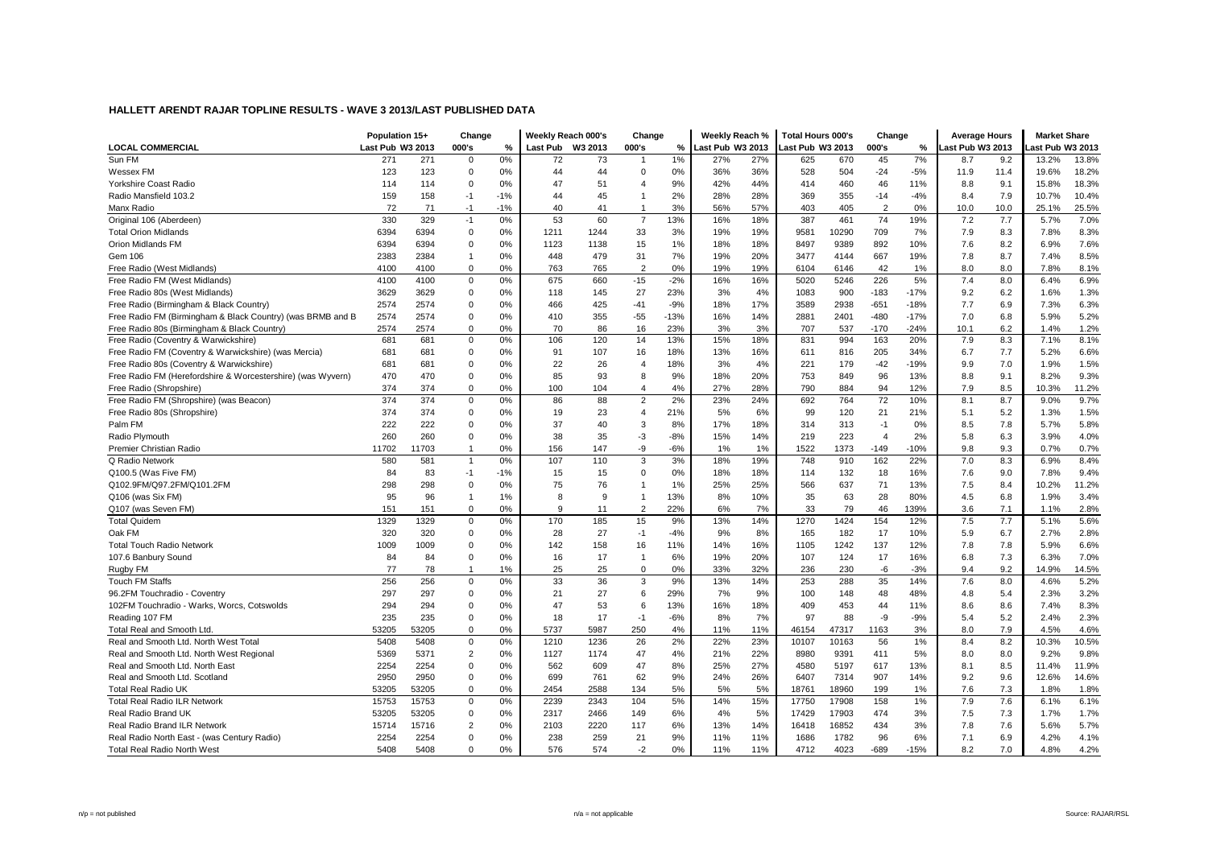## HALLETT ARENDT RAJAR TOPLINE RESULTS - WAVE 3 2013/LAST PUBLISHED DATA

| LOCAL COMMERCIAL | Population 15+ | | Change | | Weekly Reach 000's | | Change | | Weekly Reach % | | Total Hours 000's | | Change | | Average Hours | | Market Share | |
|---|---|---|---|---|---|---|---|---|---|---|---|---|---|---|---|---|---|---|
| | Last Pub | W3 2013 | 000's | % | Last Pub | W3 2013 | 000's | % | Last Pub | W3 2013 | Last Pub | W3 2013 | 000's | % | Last Pub | W3 2013 | Last Pub | W3 2013 |
| Sun FM | 271 | 271 | 0 | 0% | 72 | 73 | 1 | 1% | 27% | 27% | 625 | 670 | 45 | 7% | 8.7 | 9.2 | 13.2% | 13.8% |
| Wessex FM | 123 | 123 | 0 | 0% | 44 | 44 | 0 | 0% | 36% | 36% | 528 | 504 | -24 | -5% | 11.9 | 11.4 | 19.6% | 18.2% |
| Yorkshire Coast Radio | 114 | 114 | 0 | 0% | 47 | 51 | 4 | 9% | 42% | 44% | 414 | 460 | 46 | 11% | 8.8 | 9.1 | 15.8% | 18.3% |
| Radio Mansfield 103.2 | 159 | 158 | -1 | -1% | 44 | 45 | 1 | 2% | 28% | 28% | 369 | 355 | -14 | -4% | 8.4 | 7.9 | 10.7% | 10.4% |
| Manx Radio | 72 | 71 | -1 | -1% | 40 | 41 | 1 | 3% | 56% | 57% | 403 | 405 | 2 | 0% | 10.0 | 10.0 | 25.1% | 25.5% |
| Original 106 (Aberdeen) | 330 | 329 | -1 | 0% | 53 | 60 | 7 | 13% | 16% | 18% | 387 | 461 | 74 | 19% | 7.2 | 7.7 | 5.7% | 7.0% |
| Total Orion Midlands | 6394 | 6394 | 0 | 0% | 1211 | 1244 | 33 | 3% | 19% | 19% | 9581 | 10290 | 709 | 7% | 7.9 | 8.3 | 7.8% | 8.3% |
| Orion Midlands FM | 6394 | 6394 | 0 | 0% | 1123 | 1138 | 15 | 1% | 18% | 18% | 8497 | 9389 | 892 | 10% | 7.6 | 8.2 | 6.9% | 7.6% |
| Gem 106 | 2383 | 2384 | 1 | 0% | 448 | 479 | 31 | 7% | 19% | 20% | 3477 | 4144 | 667 | 19% | 7.8 | 8.7 | 7.4% | 8.5% |
| Free Radio (West Midlands) | 4100 | 4100 | 0 | 0% | 763 | 765 | 2 | 0% | 19% | 19% | 6104 | 6146 | 42 | 1% | 8.0 | 8.0 | 7.8% | 8.1% |
| Free Radio FM (West Midlands) | 4100 | 4100 | 0 | 0% | 675 | 660 | -15 | -2% | 16% | 16% | 5020 | 5246 | 226 | 5% | 7.4 | 8.0 | 6.4% | 6.9% |
| Free Radio 80s (West Midlands) | 3629 | 3629 | 0 | 0% | 118 | 145 | 27 | 23% | 3% | 4% | 1083 | 900 | -183 | -17% | 9.2 | 6.2 | 1.6% | 1.3% |
| Free Radio (Birmingham & Black Country) | 2574 | 2574 | 0 | 0% | 466 | 425 | -41 | -9% | 18% | 17% | 3589 | 2938 | -651 | -18% | 7.7 | 6.9 | 7.3% | 6.3% |
| Free Radio FM (Birmingham & Black Country) (was BRMB and B | 2574 | 2574 | 0 | 0% | 410 | 355 | -55 | -13% | 16% | 14% | 2881 | 2401 | -480 | -17% | 7.0 | 6.8 | 5.9% | 5.2% |
| Free Radio 80s (Birmingham & Black Country) | 2574 | 2574 | 0 | 0% | 70 | 86 | 16 | 23% | 3% | 3% | 707 | 537 | -170 | -24% | 10.1 | 6.2 | 1.4% | 1.2% |
| Free Radio (Coventry & Warwickshire) | 681 | 681 | 0 | 0% | 106 | 120 | 14 | 13% | 15% | 18% | 831 | 994 | 163 | 20% | 7.9 | 8.3 | 7.1% | 8.1% |
| Free Radio FM (Coventry & Warwickshire) (was Mercia) | 681 | 681 | 0 | 0% | 91 | 107 | 16 | 18% | 13% | 16% | 611 | 816 | 205 | 34% | 6.7 | 7.7 | 5.2% | 6.6% |
| Free Radio 80s (Coventry & Warwickshire) | 681 | 681 | 0 | 0% | 22 | 26 | 4 | 18% | 3% | 4% | 221 | 179 | -42 | -19% | 9.9 | 7.0 | 1.9% | 1.5% |
| Free Radio FM (Herefordshire & Worcestershire) (was Wyvern) | 470 | 470 | 0 | 0% | 85 | 93 | 8 | 9% | 18% | 20% | 753 | 849 | 96 | 13% | 8.8 | 9.1 | 8.2% | 9.3% |
| Free Radio (Shropshire) | 374 | 374 | 0 | 0% | 100 | 104 | 4 | 4% | 27% | 28% | 790 | 884 | 94 | 12% | 7.9 | 8.5 | 10.3% | 11.2% |
| Free Radio FM (Shropshire) (was Beacon) | 374 | 374 | 0 | 0% | 86 | 88 | 2 | 2% | 23% | 24% | 692 | 764 | 72 | 10% | 8.1 | 8.7 | 9.0% | 9.7% |
| Free Radio 80s (Shropshire) | 374 | 374 | 0 | 0% | 19 | 23 | 4 | 21% | 5% | 6% | 99 | 120 | 21 | 21% | 5.1 | 5.2 | 1.3% | 1.5% |
| Palm FM | 222 | 222 | 0 | 0% | 37 | 40 | 3 | 8% | 17% | 18% | 314 | 313 | -1 | 0% | 8.5 | 7.8 | 5.7% | 5.8% |
| Radio Plymouth | 260 | 260 | 0 | 0% | 38 | 35 | -3 | -8% | 15% | 14% | 219 | 223 | 4 | 2% | 5.8 | 6.3 | 3.9% | 4.0% |
| Premier Christian Radio | 11702 | 11703 | 1 | 0% | 156 | 147 | -9 | -6% | 1% | 1% | 1522 | 1373 | -149 | -10% | 9.8 | 9.3 | 0.7% | 0.7% |
| Q Radio Network | 580 | 581 | 1 | 0% | 107 | 110 | 3 | 3% | 18% | 19% | 748 | 910 | 162 | 22% | 7.0 | 8.3 | 6.9% | 8.4% |
| Q100.5 (Was Five FM) | 84 | 83 | -1 | -1% | 15 | 15 | 0 | 0% | 18% | 18% | 114 | 132 | 18 | 16% | 7.6 | 9.0 | 7.8% | 9.4% |
| Q102.9FM/Q97.2FM/Q101.2FM | 298 | 298 | 0 | 0% | 75 | 76 | 1 | 1% | 25% | 25% | 566 | 637 | 71 | 13% | 7.5 | 8.4 | 10.2% | 11.2% |
| Q106 (was Six FM) | 95 | 96 | 1 | 1% | 8 | 9 | 1 | 13% | 8% | 10% | 35 | 63 | 28 | 80% | 4.5 | 6.8 | 1.9% | 3.4% |
| Q107 (was Seven FM) | 151 | 151 | 0 | 0% | 9 | 11 | 2 | 22% | 6% | 7% | 33 | 79 | 46 | 139% | 3.6 | 7.1 | 1.1% | 2.8% |
| Total Quidem | 1329 | 1329 | 0 | 0% | 170 | 185 | 15 | 9% | 13% | 14% | 1270 | 1424 | 154 | 12% | 7.5 | 7.7 | 5.1% | 5.6% |
| Oak FM | 320 | 320 | 0 | 0% | 28 | 27 | -1 | -4% | 9% | 8% | 165 | 182 | 17 | 10% | 5.9 | 6.7 | 2.7% | 2.8% |
| Total Touch Radio Network | 1009 | 1009 | 0 | 0% | 142 | 158 | 16 | 11% | 14% | 16% | 1105 | 1242 | 137 | 12% | 7.8 | 7.8 | 5.9% | 6.6% |
| 107.6 Banbury Sound | 84 | 84 | 0 | 0% | 16 | 17 | 1 | 6% | 19% | 20% | 107 | 124 | 17 | 16% | 6.8 | 7.3 | 6.3% | 7.0% |
| Rugby FM | 77 | 78 | 1 | 1% | 25 | 25 | 0 | 0% | 33% | 32% | 236 | 230 | -6 | -3% | 9.4 | 9.2 | 14.9% | 14.5% |
| Touch FM Staffs | 256 | 256 | 0 | 0% | 33 | 36 | 3 | 9% | 13% | 14% | 253 | 288 | 35 | 14% | 7.6 | 8.0 | 4.6% | 5.2% |
| 96.2FM Touchradio - Coventry | 297 | 297 | 0 | 0% | 21 | 27 | 6 | 29% | 7% | 9% | 100 | 148 | 48 | 48% | 4.8 | 5.4 | 2.3% | 3.2% |
| 102FM Touchradio - Warks, Worcs, Cotswolds | 294 | 294 | 0 | 0% | 47 | 53 | 6 | 13% | 16% | 18% | 409 | 453 | 44 | 11% | 8.6 | 8.6 | 7.4% | 8.3% |
| Reading 107 FM | 235 | 235 | 0 | 0% | 18 | 17 | -1 | -6% | 8% | 7% | 97 | 88 | -9 | -9% | 5.4 | 5.2 | 2.4% | 2.3% |
| Total Real and Smooth Ltd. | 53205 | 53205 | 0 | 0% | 5737 | 5987 | 250 | 4% | 11% | 11% | 46154 | 47317 | 1163 | 3% | 8.0 | 7.9 | 4.5% | 4.6% |
| Real and Smooth Ltd. North West Total | 5408 | 5408 | 0 | 0% | 1210 | 1236 | 26 | 2% | 22% | 23% | 10107 | 10163 | 56 | 1% | 8.4 | 8.2 | 10.3% | 10.5% |
| Real and Smooth Ltd. North West Regional | 5369 | 5371 | 2 | 0% | 1127 | 1174 | 47 | 4% | 21% | 22% | 8980 | 9391 | 411 | 5% | 8.0 | 8.0 | 9.2% | 9.8% |
| Real and Smooth Ltd. North East | 2254 | 2254 | 0 | 0% | 562 | 609 | 47 | 8% | 25% | 27% | 4580 | 5197 | 617 | 13% | 8.1 | 8.5 | 11.4% | 11.9% |
| Real and Smooth Ltd. Scotland | 2950 | 2950 | 0 | 0% | 699 | 761 | 62 | 9% | 24% | 26% | 6407 | 7314 | 907 | 14% | 9.2 | 9.6 | 12.6% | 14.6% |
| Total Real Radio UK | 53205 | 53205 | 0 | 0% | 2454 | 2588 | 134 | 5% | 5% | 5% | 18761 | 18960 | 199 | 1% | 7.6 | 7.3 | 1.8% | 1.8% |
| Total Real Radio ILR Network | 15753 | 15753 | 0 | 0% | 2239 | 2343 | 104 | 5% | 14% | 15% | 17750 | 17908 | 158 | 1% | 7.9 | 7.6 | 6.1% | 6.1% |
| Real Radio Brand UK | 53205 | 53205 | 0 | 0% | 2317 | 2466 | 149 | 6% | 4% | 5% | 17429 | 17903 | 474 | 3% | 7.5 | 7.3 | 1.7% | 1.7% |
| Real Radio Brand ILR Network | 15714 | 15716 | 2 | 0% | 2103 | 2220 | 117 | 6% | 13% | 14% | 16418 | 16852 | 434 | 3% | 7.8 | 7.6 | 5.6% | 5.7% |
| Real Radio North East - (was Century Radio) | 2254 | 2254 | 0 | 0% | 238 | 259 | 21 | 9% | 11% | 11% | 1686 | 1782 | 96 | 6% | 7.1 | 6.9 | 4.2% | 4.1% |
| Total Real Radio North West | 5408 | 5408 | 0 | 0% | 576 | 574 | -2 | 0% | 11% | 11% | 4712 | 4023 | -689 | -15% | 8.2 | 7.0 | 4.8% | 4.2% |

n/p = not published    n/a = not applicable    Source: RAJAR/RSL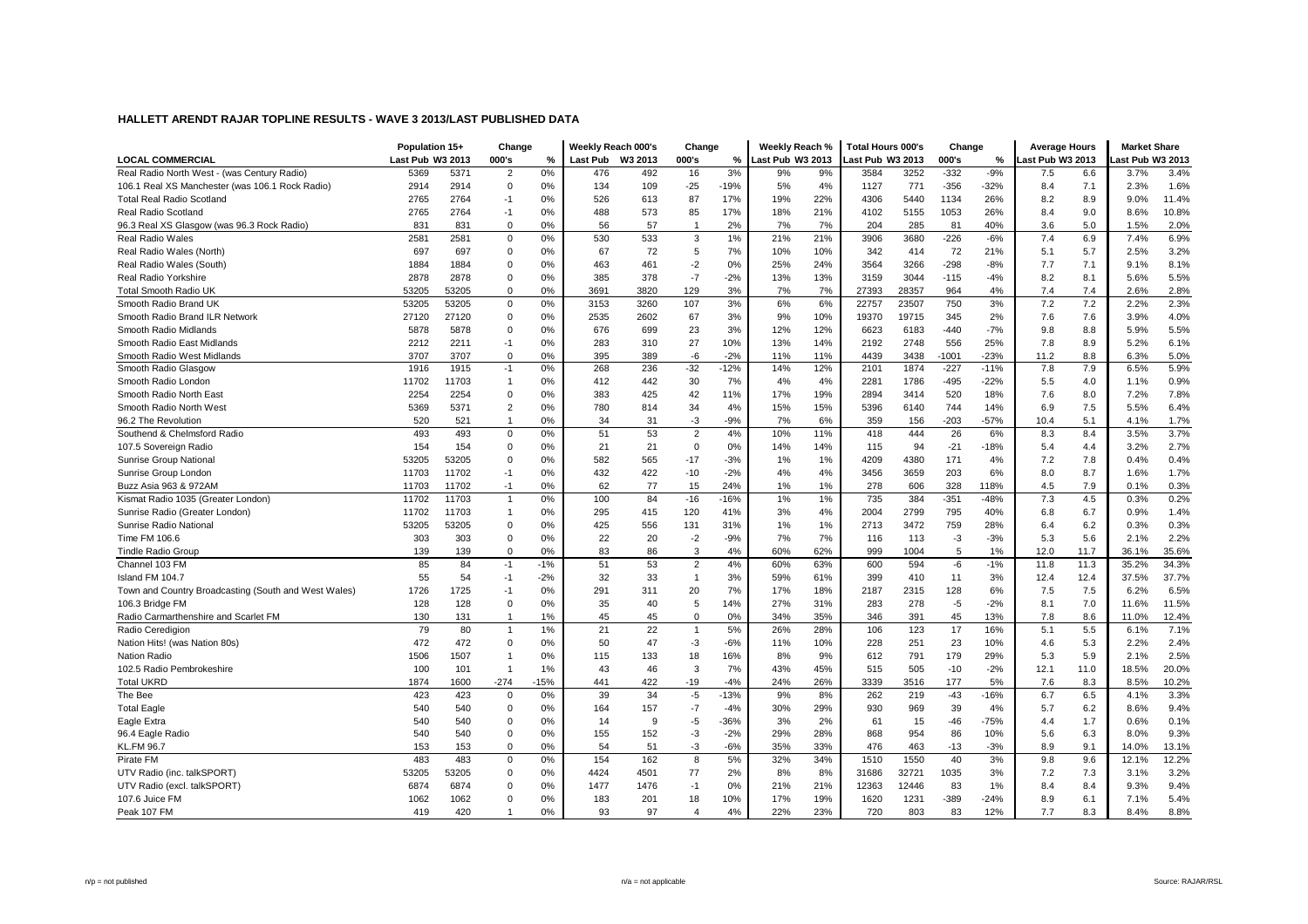# HALLETT ARENDT RAJAR TOPLINE RESULTS - WAVE 3 2013/LAST PUBLISHED DATA

| LOCAL COMMERCIAL | Population 15+ | | Change | | Weekly Reach 000's | | Change | | Weekly Reach % | | Total Hours 000's | | Change | | Average Hours | | Market Share | |
|---|---|---|---|---|---|---|---|---|---|---|---|---|---|---|---|---|---|---|
| | Last Pub | W3 2013 | 000's | % | Last Pub | W3 2013 | 000's | % | Last Pub | W3 2013 | Last Pub | W3 2013 | 000's | % | Last Pub | W3 2013 | Last Pub | W3 2013 |
| Real Radio North West - (was Century Radio) | 5369 | 5371 | 2 | 0% | 476 | 492 | 16 | 3% | 9% | 9% | 3584 | 3252 | -332 | -9% | 7.5 | 6.6 | 3.7% | 3.4% |
| 106.1 Real XS Manchester (was 106.1 Rock Radio) | 2914 | 2914 | 0 | 0% | 134 | 109 | -25 | -19% | 5% | 4% | 1127 | 771 | -356 | -32% | 8.4 | 7.1 | 2.3% | 1.6% |
| Total Real Radio Scotland | 2765 | 2764 | -1 | 0% | 526 | 613 | 87 | 17% | 19% | 22% | 4306 | 5440 | 1134 | 26% | 8.2 | 8.9 | 9.0% | 11.4% |
| Real Radio Scotland | 2765 | 2764 | -1 | 0% | 488 | 573 | 85 | 17% | 18% | 21% | 4102 | 5155 | 1053 | 26% | 8.4 | 9.0 | 8.6% | 10.8% |
| 96.3 Real XS Glasgow (was 96.3 Rock Radio) | 831 | 831 | 0 | 0% | 56 | 57 | 1 | 2% | 7% | 7% | 204 | 285 | 81 | 40% | 3.6 | 5.0 | 1.5% | 2.0% |
| Real Radio Wales | 2581 | 2581 | 0 | 0% | 530 | 533 | 3 | 1% | 21% | 21% | 3906 | 3680 | -226 | -6% | 7.4 | 6.9 | 7.4% | 6.9% |
| Real Radio Wales (North) | 697 | 697 | 0 | 0% | 67 | 72 | 5 | 7% | 10% | 10% | 342 | 414 | 72 | 21% | 5.1 | 5.7 | 2.5% | 3.2% |
| Real Radio Wales (South) | 1884 | 1884 | 0 | 0% | 463 | 461 | -2 | 0% | 25% | 24% | 3564 | 3266 | -298 | -8% | 7.7 | 7.1 | 9.1% | 8.1% |
| Real Radio Yorkshire | 2878 | 2878 | 0 | 0% | 385 | 378 | -7 | -2% | 13% | 13% | 3159 | 3044 | -115 | -4% | 8.2 | 8.1 | 5.6% | 5.5% |
| Total Smooth Radio UK | 53205 | 53205 | 0 | 0% | 3691 | 3820 | 129 | 3% | 7% | 7% | 27393 | 28357 | 964 | 4% | 7.4 | 7.4 | 2.6% | 2.8% |
| Smooth Radio Brand UK | 53205 | 53205 | 0 | 0% | 3153 | 3260 | 107 | 3% | 6% | 6% | 22757 | 23507 | 750 | 3% | 7.2 | 7.2 | 2.2% | 2.3% |
| Smooth Radio Brand ILR Network | 27120 | 27120 | 0 | 0% | 2535 | 2602 | 67 | 3% | 9% | 10% | 19370 | 19715 | 345 | 2% | 7.6 | 7.6 | 3.9% | 4.0% |
| Smooth Radio Midlands | 5878 | 5878 | 0 | 0% | 676 | 699 | 23 | 3% | 12% | 12% | 6623 | 6183 | -440 | -7% | 9.8 | 8.8 | 5.9% | 5.5% |
| Smooth Radio East Midlands | 2212 | 2211 | -1 | 0% | 283 | 310 | 27 | 10% | 13% | 14% | 2192 | 2748 | 556 | 25% | 7.8 | 8.9 | 5.2% | 6.1% |
| Smooth Radio West Midlands | 3707 | 3707 | 0 | 0% | 395 | 389 | -6 | -2% | 11% | 11% | 4439 | 3438 | -1001 | -23% | 11.2 | 8.8 | 6.3% | 5.0% |
| Smooth Radio Glasgow | 1916 | 1915 | -1 | 0% | 268 | 236 | -32 | -12% | 14% | 12% | 2101 | 1874 | -227 | -11% | 7.8 | 7.9 | 6.5% | 5.9% |
| Smooth Radio London | 11702 | 11703 | 1 | 0% | 412 | 442 | 30 | 7% | 4% | 4% | 2281 | 1786 | -495 | -22% | 5.5 | 4.0 | 1.1% | 0.9% |
| Smooth Radio North East | 2254 | 2254 | 0 | 0% | 383 | 425 | 42 | 11% | 17% | 19% | 2894 | 3414 | 520 | 18% | 7.6 | 8.0 | 7.2% | 7.8% |
| Smooth Radio North West | 5369 | 5371 | 2 | 0% | 780 | 814 | 34 | 4% | 15% | 15% | 5396 | 6140 | 744 | 14% | 6.9 | 7.5 | 5.5% | 6.4% |
| 96.2 The Revolution | 520 | 521 | 1 | 0% | 34 | 31 | -3 | -9% | 7% | 6% | 359 | 156 | -203 | -57% | 10.4 | 5.1 | 4.1% | 1.7% |
| Southend & Chelmsford Radio | 493 | 493 | 0 | 0% | 51 | 53 | 2 | 4% | 10% | 11% | 418 | 444 | 26 | 6% | 8.3 | 8.4 | 3.5% | 3.7% |
| 107.5 Sovereign Radio | 154 | 154 | 0 | 0% | 21 | 21 | 0 | 0% | 14% | 14% | 115 | 94 | -21 | -18% | 5.4 | 4.4 | 3.2% | 2.7% |
| Sunrise Group National | 53205 | 53205 | 0 | 0% | 582 | 565 | -17 | -3% | 1% | 1% | 4209 | 4380 | 171 | 4% | 7.2 | 7.8 | 0.4% | 0.4% |
| Sunrise Group London | 11703 | 11702 | -1 | 0% | 432 | 422 | -10 | -2% | 4% | 4% | 3456 | 3659 | 203 | 6% | 8.0 | 8.7 | 1.6% | 1.7% |
| Buzz Asia 963 & 972AM | 11703 | 11702 | -1 | 0% | 62 | 77 | 15 | 24% | 1% | 1% | 278 | 606 | 328 | 118% | 4.5 | 7.9 | 0.1% | 0.3% |
| Kismat Radio 1035 (Greater London) | 11702 | 11703 | 1 | 0% | 100 | 84 | -16 | -16% | 1% | 1% | 735 | 384 | -351 | -48% | 7.3 | 4.5 | 0.3% | 0.2% |
| Sunrise Radio (Greater London) | 11702 | 11703 | 1 | 0% | 295 | 415 | 120 | 41% | 3% | 4% | 2004 | 2799 | 795 | 40% | 6.8 | 6.7 | 0.9% | 1.4% |
| Sunrise Radio National | 53205 | 53205 | 0 | 0% | 425 | 556 | 131 | 31% | 1% | 1% | 2713 | 3472 | 759 | 28% | 6.4 | 6.2 | 0.3% | 0.3% |
| Time FM 106.6 | 303 | 303 | 0 | 0% | 22 | 20 | -2 | -9% | 7% | 7% | 116 | 113 | -3 | -3% | 5.3 | 5.6 | 2.1% | 2.2% |
| Tindle Radio Group | 139 | 139 | 0 | 0% | 83 | 86 | 3 | 4% | 60% | 62% | 999 | 1004 | 5 | 1% | 12.0 | 11.7 | 36.1% | 35.6% |
| Channel 103 FM | 85 | 84 | -1 | -1% | 51 | 53 | 2 | 4% | 60% | 63% | 600 | 594 | -6 | -1% | 11.8 | 11.3 | 35.2% | 34.3% |
| Island FM 104.7 | 55 | 54 | -1 | -2% | 32 | 33 | 1 | 3% | 59% | 61% | 399 | 410 | 11 | 3% | 12.4 | 12.4 | 37.5% | 37.7% |
| Town and Country Broadcasting (South and West Wales) | 1726 | 1725 | -1 | 0% | 291 | 311 | 20 | 7% | 17% | 18% | 2187 | 2315 | 128 | 6% | 7.5 | 7.5 | 6.2% | 6.5% |
| 106.3 Bridge FM | 128 | 128 | 0 | 0% | 35 | 40 | 5 | 14% | 27% | 31% | 283 | 278 | -5 | -2% | 8.1 | 7.0 | 11.6% | 11.5% |
| Radio Carmarthenshire and Scarlet FM | 130 | 131 | 1 | 1% | 45 | 45 | 0 | 0% | 34% | 35% | 346 | 391 | 45 | 13% | 7.8 | 8.6 | 11.0% | 12.4% |
| Radio Ceredigion | 79 | 80 | 1 | 1% | 21 | 22 | 1 | 5% | 26% | 28% | 106 | 123 | 17 | 16% | 5.1 | 5.5 | 6.1% | 7.1% |
| Nation Hits! (was Nation 80s) | 472 | 472 | 0 | 0% | 50 | 47 | -3 | -6% | 11% | 10% | 228 | 251 | 23 | 10% | 4.6 | 5.3 | 2.2% | 2.4% |
| Nation Radio | 1506 | 1507 | 1 | 0% | 115 | 133 | 18 | 16% | 8% | 9% | 612 | 791 | 179 | 29% | 5.3 | 5.9 | 2.1% | 2.5% |
| 102.5 Radio Pembrokeshire | 100 | 101 | 1 | 1% | 43 | 46 | 3 | 7% | 43% | 45% | 515 | 505 | -10 | -2% | 12.1 | 11.0 | 18.5% | 20.0% |
| Total UKRD | 1874 | 1600 | -274 | -15% | 441 | 422 | -19 | -4% | 24% | 26% | 3339 | 3516 | 177 | 5% | 7.6 | 8.3 | 8.5% | 10.2% |
| The Bee | 423 | 423 | 0 | 0% | 39 | 34 | -5 | -13% | 9% | 8% | 262 | 219 | -43 | -16% | 6.7 | 6.5 | 4.1% | 3.3% |
| Total Eagle | 540 | 540 | 0 | 0% | 164 | 157 | -7 | -4% | 30% | 29% | 930 | 969 | 39 | 4% | 5.7 | 6.2 | 8.6% | 9.4% |
| Eagle Extra | 540 | 540 | 0 | 0% | 14 | 9 | -5 | -36% | 3% | 2% | 61 | 15 | -46 | -75% | 4.4 | 1.7 | 0.6% | 0.1% |
| 96.4 Eagle Radio | 540 | 540 | 0 | 0% | 155 | 152 | -3 | -2% | 29% | 28% | 868 | 954 | 86 | 10% | 5.6 | 6.3 | 8.0% | 9.3% |
| KL.FM 96.7 | 153 | 153 | 0 | 0% | 54 | 51 | -3 | -6% | 35% | 33% | 476 | 463 | -13 | -3% | 8.9 | 9.1 | 14.0% | 13.1% |
| Pirate FM | 483 | 483 | 0 | 0% | 154 | 162 | 8 | 5% | 32% | 34% | 1510 | 1550 | 40 | 3% | 9.8 | 9.6 | 12.1% | 12.2% |
| UTV Radio (inc. talkSPORT) | 53205 | 53205 | 0 | 0% | 4424 | 4501 | 77 | 2% | 8% | 8% | 31686 | 32721 | 1035 | 3% | 7.2 | 7.3 | 3.1% | 3.2% |
| UTV Radio (excl. talkSPORT) | 6874 | 6874 | 0 | 0% | 1477 | 1476 | -1 | 0% | 21% | 21% | 12363 | 12446 | 83 | 1% | 8.4 | 8.4 | 9.3% | 9.4% |
| 107.6 Juice FM | 1062 | 1062 | 0 | 0% | 183 | 201 | 18 | 10% | 17% | 19% | 1620 | 1231 | -389 | -24% | 8.9 | 6.1 | 7.1% | 5.4% |
| Peak 107 FM | 419 | 420 | 1 | 0% | 93 | 97 | 4 | 4% | 22% | 23% | 720 | 803 | 83 | 12% | 7.7 | 8.3 | 8.4% | 8.8% |

n/p = not published    n/a = not applicable    Source: RAJAR/RSL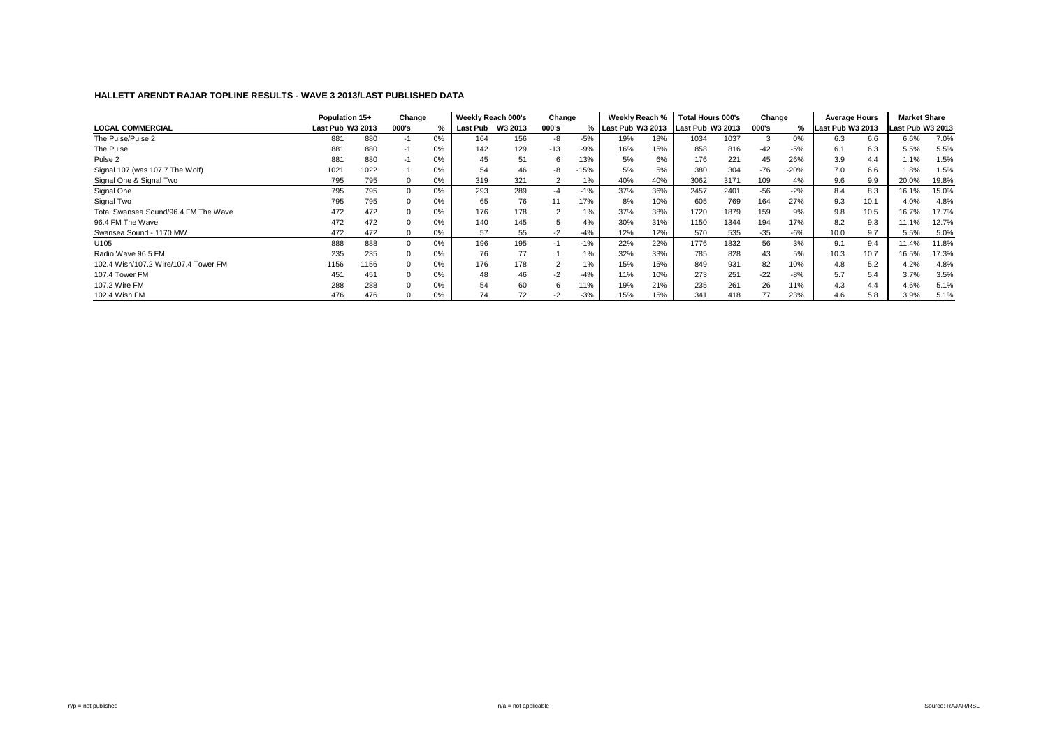## HALLETT ARENDT RAJAR TOPLINE RESULTS - WAVE 3 2013/LAST PUBLISHED DATA

| | Population 15+ | | Change | | Weekly Reach 000's | | Change | | Weekly Reach % | | Total Hours 000's | | Change | | Average Hours | | Market Share | |
|---|---|---|---|---|---|---|---|---|---|---|---|---|---|---|---|---|---|---|
| **LOCAL COMMERCIAL** | Last Pub | W3 2013 | 000's | % | Last Pub | W3 2013 | 000's | % | Last Pub | W3 2013 | Last Pub | W3 2013 | 000's | % | Last Pub | W3 2013 | Last Pub | W3 2013 |
| The Pulse/Pulse 2 | 881 | 880 | -1 | 0% | 164 | 156 | -8 | -5% | 19% | 18% | 1034 | 1037 | 3 | 0% | 6.3 | 6.6 | 6.6% | 7.0% |
| The Pulse | 881 | 880 | -1 | 0% | 142 | 129 | -13 | -9% | 16% | 15% | 858 | 816 | -42 | -5% | 6.1 | 6.3 | 5.5% | 5.5% |
| Pulse 2 | 881 | 880 | -1 | 0% | 45 | 51 | 6 | 13% | 5% | 6% | 176 | 221 | 45 | 26% | 3.9 | 4.4 | 1.1% | 1.5% |
| Signal 107 (was 107.7 The Wolf) | 1021 | 1022 | 1 | 0% | 54 | 46 | -8 | -15% | 5% | 5% | 380 | 304 | -76 | -20% | 7.0 | 6.6 | 1.8% | 1.5% |
| Signal One & Signal Two | 795 | 795 | 0 | 0% | 319 | 321 | 2 | 1% | 40% | 40% | 3062 | 3171 | 109 | 4% | 9.6 | 9.9 | 20.0% | 19.8% |
| Signal One | 795 | 795 | 0 | 0% | 293 | 289 | -4 | -1% | 37% | 36% | 2457 | 2401 | -56 | -2% | 8.4 | 8.3 | 16.1% | 15.0% |
| Signal Two | 795 | 795 | 0 | 0% | 65 | 76 | 11 | 17% | 8% | 10% | 605 | 769 | 164 | 27% | 9.3 | 10.1 | 4.0% | 4.8% |
| Total Swansea Sound/96.4 FM The Wave | 472 | 472 | 0 | 0% | 176 | 178 | 2 | 1% | 37% | 38% | 1720 | 1879 | 159 | 9% | 9.8 | 10.5 | 16.7% | 17.7% |
| 96.4 FM The Wave | 472 | 472 | 0 | 0% | 140 | 145 | 5 | 4% | 30% | 31% | 1150 | 1344 | 194 | 17% | 8.2 | 9.3 | 11.1% | 12.7% |
| Swansea Sound - 1170 MW | 472 | 472 | 0 | 0% | 57 | 55 | -2 | -4% | 12% | 12% | 570 | 535 | -35 | -6% | 10.0 | 9.7 | 5.5% | 5.0% |
| U105 | 888 | 888 | 0 | 0% | 196 | 195 | -1 | -1% | 22% | 22% | 1776 | 1832 | 56 | 3% | 9.1 | 9.4 | 11.4% | 11.8% |
| Radio Wave 96.5 FM | 235 | 235 | 0 | 0% | 76 | 77 | 1 | 1% | 32% | 33% | 785 | 828 | 43 | 5% | 10.3 | 10.7 | 16.5% | 17.3% |
| 102.4 Wish/107.2 Wire/107.4 Tower FM | 1156 | 1156 | 0 | 0% | 176 | 178 | 2 | 1% | 15% | 15% | 849 | 931 | 82 | 10% | 4.8 | 5.2 | 4.2% | 4.8% |
| 107.4 Tower FM | 451 | 451 | 0 | 0% | 48 | 46 | -2 | -4% | 11% | 10% | 273 | 251 | -22 | -8% | 5.7 | 5.4 | 3.7% | 3.5% |
| 107.2 Wire FM | 288 | 288 | 0 | 0% | 54 | 60 | 6 | 11% | 19% | 21% | 235 | 261 | 26 | 11% | 4.3 | 4.4 | 4.6% | 5.1% |
| 102.4 Wish FM | 476 | 476 | 0 | 0% | 74 | 72 | -2 | -3% | 15% | 15% | 341 | 418 | 77 | 23% | 4.6 | 5.8 | 3.9% | 5.1% |

n/p = not published

n/a = not applicable

Source: RAJAR/RSL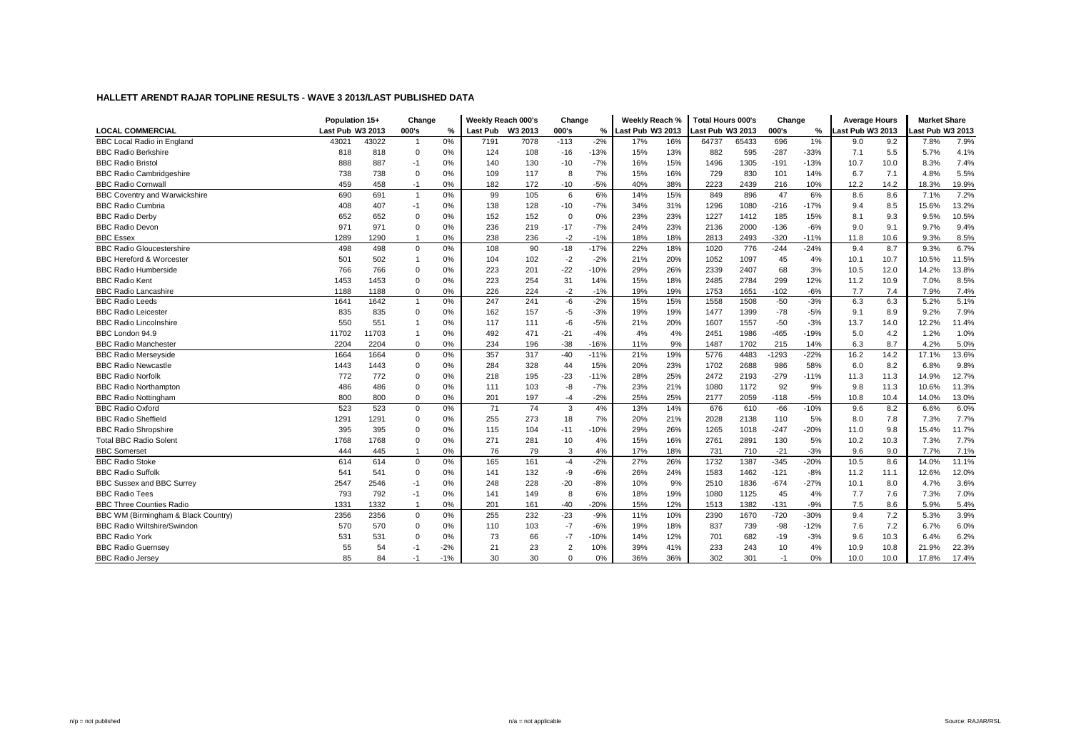## HALLETT ARENDT RAJAR TOPLINE RESULTS - WAVE 3 2013/LAST PUBLISHED DATA

| LOCAL COMMERCIAL | Population 15+ | | Change | | Weekly Reach 000's | | Change | | Weekly Reach % | | Total Hours 000's | | Change | | Average Hours | | Market Share | |
|---|---|---|---|---|---|---|---|---|---|---|---|---|---|---|---|---|---|---|
| | Last Pub | W3 2013 | 000's | % | Last Pub | W3 2013 | 000's | % | Last Pub | W3 2013 | Last Pub | W3 2013 | 000's | % | Last Pub | W3 2013 | Last Pub | W3 2013 |
| BBC Local Radio in England | 43021 | 43022 | 1 | 0% | 7191 | 7078 | -113 | -2% | 17% | 16% | 64737 | 65433 | 696 | 1% | 9.0 | 9.2 | 7.8% | 7.9% |
| BBC Radio Berkshire | 818 | 818 | 0 | 0% | 124 | 108 | -16 | -13% | 15% | 13% | 882 | 595 | -287 | -33% | 7.1 | 5.5 | 5.7% | 4.1% |
| BBC Radio Bristol | 888 | 887 | -1 | 0% | 140 | 130 | -10 | -7% | 16% | 15% | 1496 | 1305 | -191 | -13% | 10.7 | 10.0 | 8.3% | 7.4% |
| BBC Radio Cambridgeshire | 738 | 738 | 0 | 0% | 109 | 117 | 8 | 7% | 15% | 16% | 729 | 830 | 101 | 14% | 6.7 | 7.1 | 4.8% | 5.5% |
| BBC Radio Cornwall | 459 | 458 | -1 | 0% | 182 | 172 | -10 | -5% | 40% | 38% | 2223 | 2439 | 216 | 10% | 12.2 | 14.2 | 18.3% | 19.9% |
| BBC Coventry and Warwickshire | 690 | 691 | 1 | 0% | 99 | 105 | 6 | 6% | 14% | 15% | 849 | 896 | 47 | 6% | 8.6 | 8.6 | 7.1% | 7.2% |
| BBC Radio Cumbria | 408 | 407 | -1 | 0% | 138 | 128 | -10 | -7% | 34% | 31% | 1296 | 1080 | -216 | -17% | 9.4 | 8.5 | 15.6% | 13.2% |
| BBC Radio Derby | 652 | 652 | 0 | 0% | 152 | 152 | 0 | 0% | 23% | 23% | 1227 | 1412 | 185 | 15% | 8.1 | 9.3 | 9.5% | 10.5% |
| BBC Radio Devon | 971 | 971 | 0 | 0% | 236 | 219 | -17 | -7% | 24% | 23% | 2136 | 2000 | -136 | -6% | 9.0 | 9.1 | 9.7% | 9.4% |
| BBC Essex | 1289 | 1290 | 1 | 0% | 238 | 236 | -2 | -1% | 18% | 18% | 2813 | 2493 | -320 | -11% | 11.8 | 10.6 | 9.3% | 8.5% |
| BBC Radio Gloucestershire | 498 | 498 | 0 | 0% | 108 | 90 | -18 | -17% | 22% | 18% | 1020 | 776 | -244 | -24% | 9.4 | 8.7 | 9.3% | 6.7% |
| BBC Hereford & Worcester | 501 | 502 | 1 | 0% | 104 | 102 | -2 | -2% | 21% | 20% | 1052 | 1097 | 45 | 4% | 10.1 | 10.7 | 10.5% | 11.5% |
| BBC Radio Humberside | 766 | 766 | 0 | 0% | 223 | 201 | -22 | -10% | 29% | 26% | 2339 | 2407 | 68 | 3% | 10.5 | 12.0 | 14.2% | 13.8% |
| BBC Radio Kent | 1453 | 1453 | 0 | 0% | 223 | 254 | 31 | 14% | 15% | 18% | 2485 | 2784 | 299 | 12% | 11.2 | 10.9 | 7.0% | 8.5% |
| BBC Radio Lancashire | 1188 | 1188 | 0 | 0% | 226 | 224 | -2 | -1% | 19% | 19% | 1753 | 1651 | -102 | -6% | 7.7 | 7.4 | 7.9% | 7.4% |
| BBC Radio Leeds | 1641 | 1642 | 1 | 0% | 247 | 241 | -6 | -2% | 15% | 15% | 1558 | 1508 | -50 | -3% | 6.3 | 6.3 | 5.2% | 5.1% |
| BBC Radio Leicester | 835 | 835 | 0 | 0% | 162 | 157 | -5 | -3% | 19% | 19% | 1477 | 1399 | -78 | -5% | 9.1 | 8.9 | 9.2% | 7.9% |
| BBC Radio Lincolnshire | 550 | 551 | 1 | 0% | 117 | 111 | -6 | -5% | 21% | 20% | 1607 | 1557 | -50 | -3% | 13.7 | 14.0 | 12.2% | 11.4% |
| BBC London 94.9 | 11702 | 11703 | 1 | 0% | 492 | 471 | -21 | -4% | 4% | 4% | 2451 | 1986 | -465 | -19% | 5.0 | 4.2 | 1.2% | 1.0% |
| BBC Radio Manchester | 2204 | 2204 | 0 | 0% | 234 | 196 | -38 | -16% | 11% | 9% | 1487 | 1702 | 215 | 14% | 6.3 | 8.7 | 4.2% | 5.0% |
| BBC Radio Merseyside | 1664 | 1664 | 0 | 0% | 357 | 317 | -40 | -11% | 21% | 19% | 5776 | 4483 | -1293 | -22% | 16.2 | 14.2 | 17.1% | 13.6% |
| BBC Radio Newcastle | 1443 | 1443 | 0 | 0% | 284 | 328 | 44 | 15% | 20% | 23% | 1702 | 2688 | 986 | 58% | 6.0 | 8.2 | 6.8% | 9.8% |
| BBC Radio Norfolk | 772 | 772 | 0 | 0% | 218 | 195 | -23 | -11% | 28% | 25% | 2472 | 2193 | -279 | -11% | 11.3 | 11.3 | 14.9% | 12.7% |
| BBC Radio Northampton | 486 | 486 | 0 | 0% | 111 | 103 | -8 | -7% | 23% | 21% | 1080 | 1172 | 92 | 9% | 9.8 | 11.3 | 10.6% | 11.3% |
| BBC Radio Nottingham | 800 | 800 | 0 | 0% | 201 | 197 | -4 | -2% | 25% | 25% | 2177 | 2059 | -118 | -5% | 10.8 | 10.4 | 14.0% | 13.0% |
| BBC Radio Oxford | 523 | 523 | 0 | 0% | 71 | 74 | 3 | 4% | 13% | 14% | 676 | 610 | -66 | -10% | 9.6 | 8.2 | 6.6% | 6.0% |
| BBC Radio Sheffield | 1291 | 1291 | 0 | 0% | 255 | 273 | 18 | 7% | 20% | 21% | 2028 | 2138 | 110 | 5% | 8.0 | 7.8 | 7.3% | 7.7% |
| BBC Radio Shropshire | 395 | 395 | 0 | 0% | 115 | 104 | -11 | -10% | 29% | 26% | 1265 | 1018 | -247 | -20% | 11.0 | 9.8 | 15.4% | 11.7% |
| Total BBC Radio Solent | 1768 | 1768 | 0 | 0% | 271 | 281 | 10 | 4% | 15% | 16% | 2761 | 2891 | 130 | 5% | 10.2 | 10.3 | 7.3% | 7.7% |
| BBC Somerset | 444 | 445 | 1 | 0% | 76 | 79 | 3 | 4% | 17% | 18% | 731 | 710 | -21 | -3% | 9.6 | 9.0 | 7.7% | 7.1% |
| BBC Radio Stoke | 614 | 614 | 0 | 0% | 165 | 161 | -4 | -2% | 27% | 26% | 1732 | 1387 | -345 | -20% | 10.5 | 8.6 | 14.0% | 11.1% |
| BBC Radio Suffolk | 541 | 541 | 0 | 0% | 141 | 132 | -9 | -6% | 26% | 24% | 1583 | 1462 | -121 | -8% | 11.2 | 11.1 | 12.6% | 12.0% |
| BBC Sussex and BBC Surrey | 2547 | 2546 | -1 | 0% | 248 | 228 | -20 | -8% | 10% | 9% | 2510 | 1836 | -674 | -27% | 10.1 | 8.0 | 4.7% | 3.6% |
| BBC Radio Tees | 793 | 792 | -1 | 0% | 141 | 149 | 8 | 6% | 18% | 19% | 1080 | 1125 | 45 | 4% | 7.7 | 7.6 | 7.3% | 7.0% |
| BBC Three Counties Radio | 1331 | 1332 | 1 | 0% | 201 | 161 | -40 | -20% | 15% | 12% | 1513 | 1382 | -131 | -9% | 7.5 | 8.6 | 5.9% | 5.4% |
| BBC WM (Birmingham & Black Country) | 2356 | 2356 | 0 | 0% | 255 | 232 | -23 | -9% | 11% | 10% | 2390 | 1670 | -720 | -30% | 9.4 | 7.2 | 5.3% | 3.9% |
| BBC Radio Wiltshire/Swindon | 570 | 570 | 0 | 0% | 110 | 103 | -7 | -6% | 19% | 18% | 837 | 739 | -98 | -12% | 7.6 | 7.2 | 6.7% | 6.0% |
| BBC Radio York | 531 | 531 | 0 | 0% | 73 | 66 | -7 | -10% | 14% | 12% | 701 | 682 | -19 | -3% | 9.6 | 10.3 | 6.4% | 6.2% |
| BBC Radio Guernsey | 55 | 54 | -1 | -2% | 21 | 23 | 2 | 10% | 39% | 41% | 233 | 243 | 10 | 4% | 10.9 | 10.8 | 21.9% | 22.3% |
| BBC Radio Jersey | 85 | 84 | -1 | -1% | 30 | 30 | 0 | 0% | 36% | 36% | 302 | 301 | -1 | 0% | 10.0 | 10.0 | 17.8% | 17.4% |

n/p = not published

n/a = not applicable

Source: RAJAR/RSL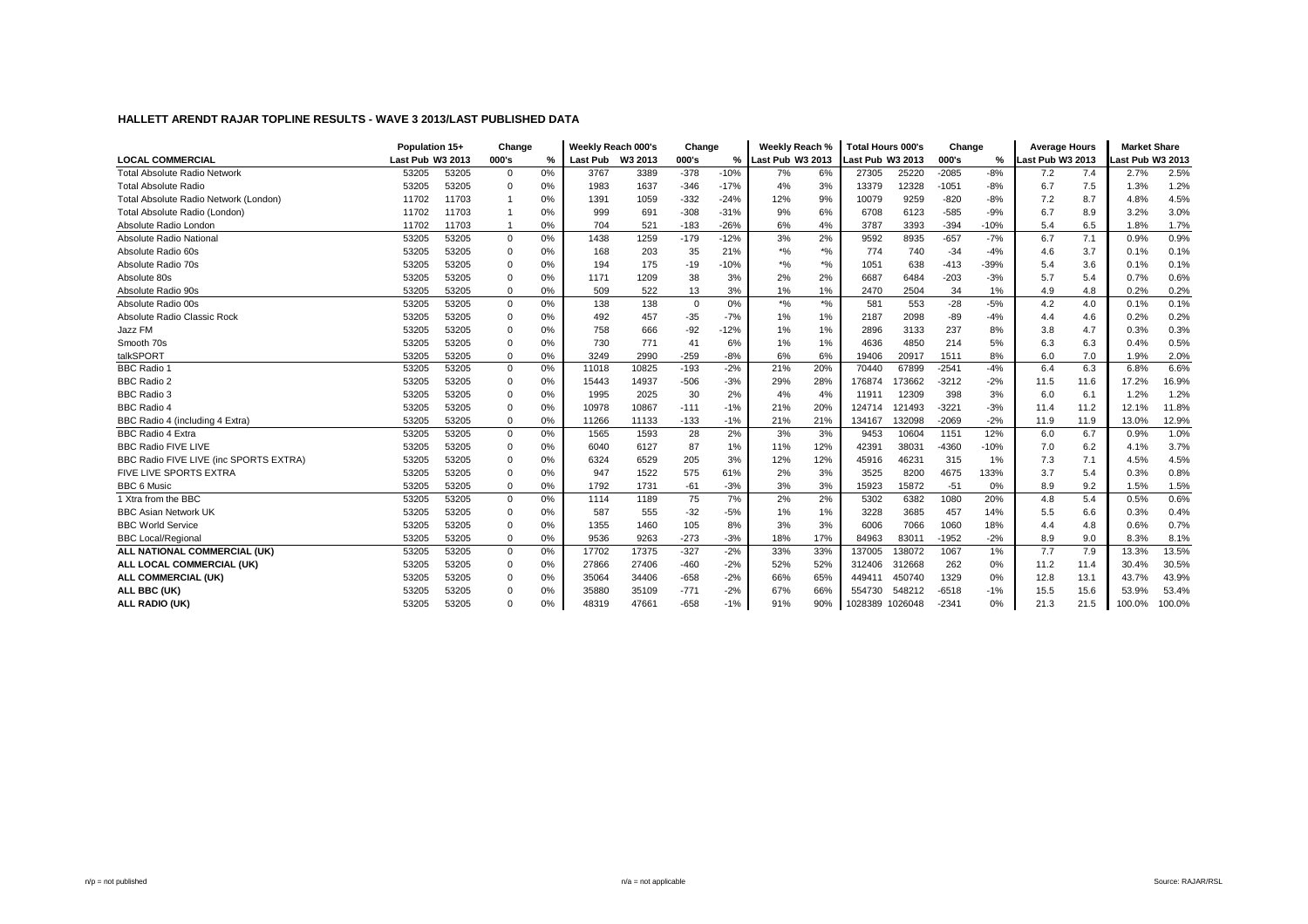## HALLETT ARENDT RAJAR TOPLINE RESULTS - WAVE 3 2013/LAST PUBLISHED DATA

| | Population 15+ | | Change | | Weekly Reach 000's | | Change | | Weekly Reach % | | Total Hours 000's | | Change | | Average Hours | | Market Share | |
|---|---|---|---|---|---|---|---|---|---|---|---|---|---|---|---|---|---|---|
| LOCAL COMMERCIAL | Last Pub | W3 2013 | 000's | % | Last Pub | W3 2013 | 000's | % | Last Pub | W3 2013 | Last Pub | W3 2013 | 000's | % | Last Pub | W3 2013 | Last Pub | W3 2013 |
| Total Absolute Radio Network | 53205 | 53205 | 0 | 0% | 3767 | 3389 | -378 | -10% | 7% | 6% | 27305 | 25220 | -2085 | -8% | 7.2 | 7.4 | 2.7% | 2.5% |
| Total Absolute Radio | 53205 | 53205 | 0 | 0% | 1983 | 1637 | -346 | -17% | 4% | 3% | 13379 | 12328 | -1051 | -8% | 6.7 | 7.5 | 1.3% | 1.2% |
| Total Absolute Radio Network (London) | 11702 | 11703 | 1 | 0% | 1391 | 1059 | -332 | -24% | 12% | 9% | 10079 | 9259 | -820 | -8% | 7.2 | 8.7 | 4.8% | 4.5% |
| Total Absolute Radio (London) | 11702 | 11703 | 1 | 0% | 999 | 691 | -308 | -31% | 9% | 6% | 6708 | 6123 | -585 | -9% | 6.7 | 8.9 | 3.2% | 3.0% |
| Absolute Radio London | 11702 | 11703 | 1 | 0% | 704 | 521 | -183 | -26% | 6% | 4% | 3787 | 3393 | -394 | -10% | 5.4 | 6.5 | 1.8% | 1.7% |
| Absolute Radio National | 53205 | 53205 | 0 | 0% | 1438 | 1259 | -179 | -12% | 3% | 2% | 9592 | 8935 | -657 | -7% | 6.7 | 7.1 | 0.9% | 0.9% |
| Absolute Radio 60s | 53205 | 53205 | 0 | 0% | 168 | 203 | 35 | 21% | *% | *% | 774 | 740 | -34 | -4% | 4.6 | 3.7 | 0.1% | 0.1% |
| Absolute Radio 70s | 53205 | 53205 | 0 | 0% | 194 | 175 | -19 | -10% | *% | *% | 1051 | 638 | -413 | -39% | 5.4 | 3.6 | 0.1% | 0.1% |
| Absolute 80s | 53205 | 53205 | 0 | 0% | 1171 | 1209 | 38 | 3% | 2% | 2% | 6687 | 6484 | -203 | -3% | 5.7 | 5.4 | 0.7% | 0.6% |
| Absolute Radio 90s | 53205 | 53205 | 0 | 0% | 509 | 522 | 13 | 3% | 1% | 1% | 2470 | 2504 | 34 | 1% | 4.9 | 4.8 | 0.2% | 0.2% |
| Absolute Radio 00s | 53205 | 53205 | 0 | 0% | 138 | 138 | 0 | 0% | *% | *% | 581 | 553 | -28 | -5% | 4.2 | 4.0 | 0.1% | 0.1% |
| Absolute Radio Classic Rock | 53205 | 53205 | 0 | 0% | 492 | 457 | -35 | -7% | 1% | 1% | 2187 | 2098 | -89 | -4% | 4.4 | 4.6 | 0.2% | 0.2% |
| Jazz FM | 53205 | 53205 | 0 | 0% | 758 | 666 | -92 | -12% | 1% | 1% | 2896 | 3133 | 237 | 8% | 3.8 | 4.7 | 0.3% | 0.3% |
| Smooth 70s | 53205 | 53205 | 0 | 0% | 730 | 771 | 41 | 6% | 1% | 1% | 4636 | 4850 | 214 | 5% | 6.3 | 6.3 | 0.4% | 0.5% |
| talkSPORT | 53205 | 53205 | 0 | 0% | 3249 | 2990 | -259 | -8% | 6% | 6% | 19406 | 20917 | 1511 | 8% | 6.0 | 7.0 | 1.9% | 2.0% |
| BBC Radio 1 | 53205 | 53205 | 0 | 0% | 11018 | 10825 | -193 | -2% | 21% | 20% | 70440 | 67899 | -2541 | -4% | 6.4 | 6.3 | 6.8% | 6.6% |
| BBC Radio 2 | 53205 | 53205 | 0 | 0% | 15443 | 14937 | -506 | -3% | 29% | 28% | 176874 | 173662 | -3212 | -2% | 11.5 | 11.6 | 17.2% | 16.9% |
| BBC Radio 3 | 53205 | 53205 | 0 | 0% | 1995 | 2025 | 30 | 2% | 4% | 4% | 11911 | 12309 | 398 | 3% | 6.0 | 6.1 | 1.2% | 1.2% |
| BBC Radio 4 | 53205 | 53205 | 0 | 0% | 10978 | 10867 | -111 | -1% | 21% | 20% | 124714 | 121493 | -3221 | -3% | 11.4 | 11.2 | 12.1% | 11.8% |
| BBC Radio 4 (including 4 Extra) | 53205 | 53205 | 0 | 0% | 11266 | 11133 | -133 | -1% | 21% | 21% | 134167 | 132098 | -2069 | -2% | 11.9 | 11.9 | 13.0% | 12.9% |
| BBC Radio 4 Extra | 53205 | 53205 | 0 | 0% | 1565 | 1593 | 28 | 2% | 3% | 3% | 9453 | 10604 | 1151 | 12% | 6.0 | 6.7 | 0.9% | 1.0% |
| BBC Radio FIVE LIVE | 53205 | 53205 | 0 | 0% | 6040 | 6127 | 87 | 1% | 11% | 12% | 42391 | 38031 | -4360 | -10% | 7.0 | 6.2 | 4.1% | 3.7% |
| BBC Radio FIVE LIVE (inc SPORTS EXTRA) | 53205 | 53205 | 0 | 0% | 6324 | 6529 | 205 | 3% | 12% | 12% | 45916 | 46231 | 315 | 1% | 7.3 | 7.1 | 4.5% | 4.5% |
| FIVE LIVE SPORTS EXTRA | 53205 | 53205 | 0 | 0% | 947 | 1522 | 575 | 61% | 2% | 3% | 3525 | 8200 | 4675 | 133% | 3.7 | 5.4 | 0.3% | 0.8% |
| BBC 6 Music | 53205 | 53205 | 0 | 0% | 1792 | 1731 | -61 | -3% | 3% | 3% | 15923 | 15872 | -51 | 0% | 8.9 | 9.2 | 1.5% | 1.5% |
| 1 Xtra from the BBC | 53205 | 53205 | 0 | 0% | 1114 | 1189 | 75 | 7% | 2% | 2% | 5302 | 6382 | 1080 | 20% | 4.8 | 5.4 | 0.5% | 0.6% |
| BBC Asian Network UK | 53205 | 53205 | 0 | 0% | 587 | 555 | -32 | -5% | 1% | 1% | 3228 | 3685 | 457 | 14% | 5.5 | 6.6 | 0.3% | 0.4% |
| BBC World Service | 53205 | 53205 | 0 | 0% | 1355 | 1460 | 105 | 8% | 3% | 3% | 6006 | 7066 | 1060 | 18% | 4.4 | 4.8 | 0.6% | 0.7% |
| BBC Local/Regional | 53205 | 53205 | 0 | 0% | 9536 | 9263 | -273 | -3% | 18% | 17% | 84963 | 83011 | -1952 | -2% | 8.9 | 9.0 | 8.3% | 8.1% |
| ALL NATIONAL COMMERCIAL (UK) | 53205 | 53205 | 0 | 0% | 17702 | 17375 | -327 | -2% | 33% | 33% | 137005 | 138072 | 1067 | 1% | 7.7 | 7.9 | 13.3% | 13.5% |
| ALL LOCAL COMMERCIAL (UK) | 53205 | 53205 | 0 | 0% | 27866 | 27406 | -460 | -2% | 52% | 52% | 312406 | 312668 | 262 | 0% | 11.2 | 11.4 | 30.4% | 30.5% |
| ALL COMMERCIAL (UK) | 53205 | 53205 | 0 | 0% | 35064 | 34406 | -658 | -2% | 66% | 65% | 449411 | 450740 | 1329 | 0% | 12.8 | 13.1 | 43.7% | 43.9% |
| ALL BBC (UK) | 53205 | 53205 | 0 | 0% | 35880 | 35109 | -771 | -2% | 67% | 66% | 554730 | 548212 | -6518 | -1% | 15.5 | 15.6 | 53.9% | 53.4% |
| ALL RADIO (UK) | 53205 | 53205 | 0 | 0% | 48319 | 47661 | -658 | -1% | 91% | 90% | 1028389 | 1026048 | -2341 | 0% | 21.3 | 21.5 | 100.0% | 100.0% |

n/p = not published

n/a = not applicable

Source: RAJAR/RSL